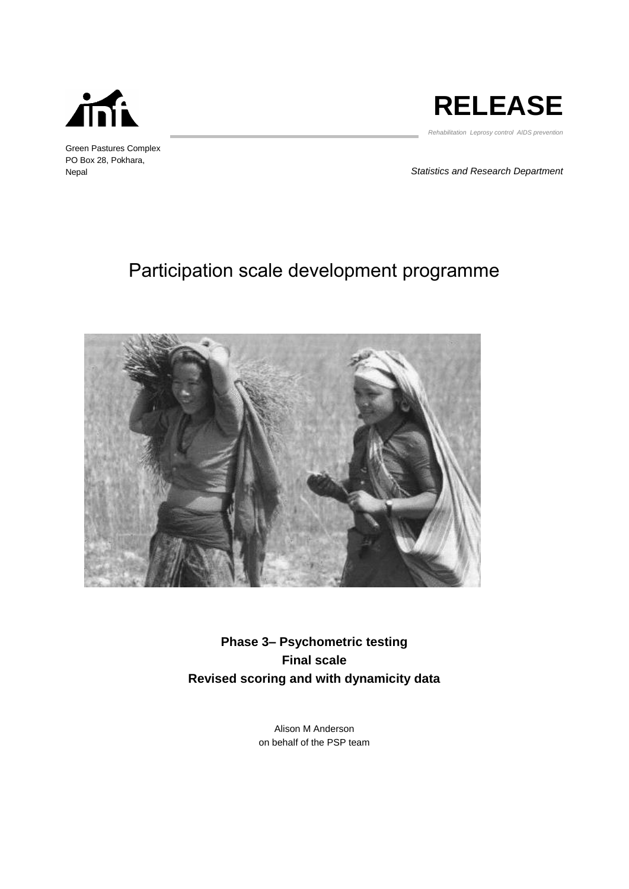RELEASE

*Rehabilitation Leprosy control AIDS prevention*

Green Pastures Complex
PO Box 28, Pokhara,
Nepal

*Statistics and Research Department*

# Participation scale development programme

**Phase 3– Psychometric testing**
**Final scale**
**Revised scoring and with dynamicity data**

Alison M Anderson
on behalf of the PSP team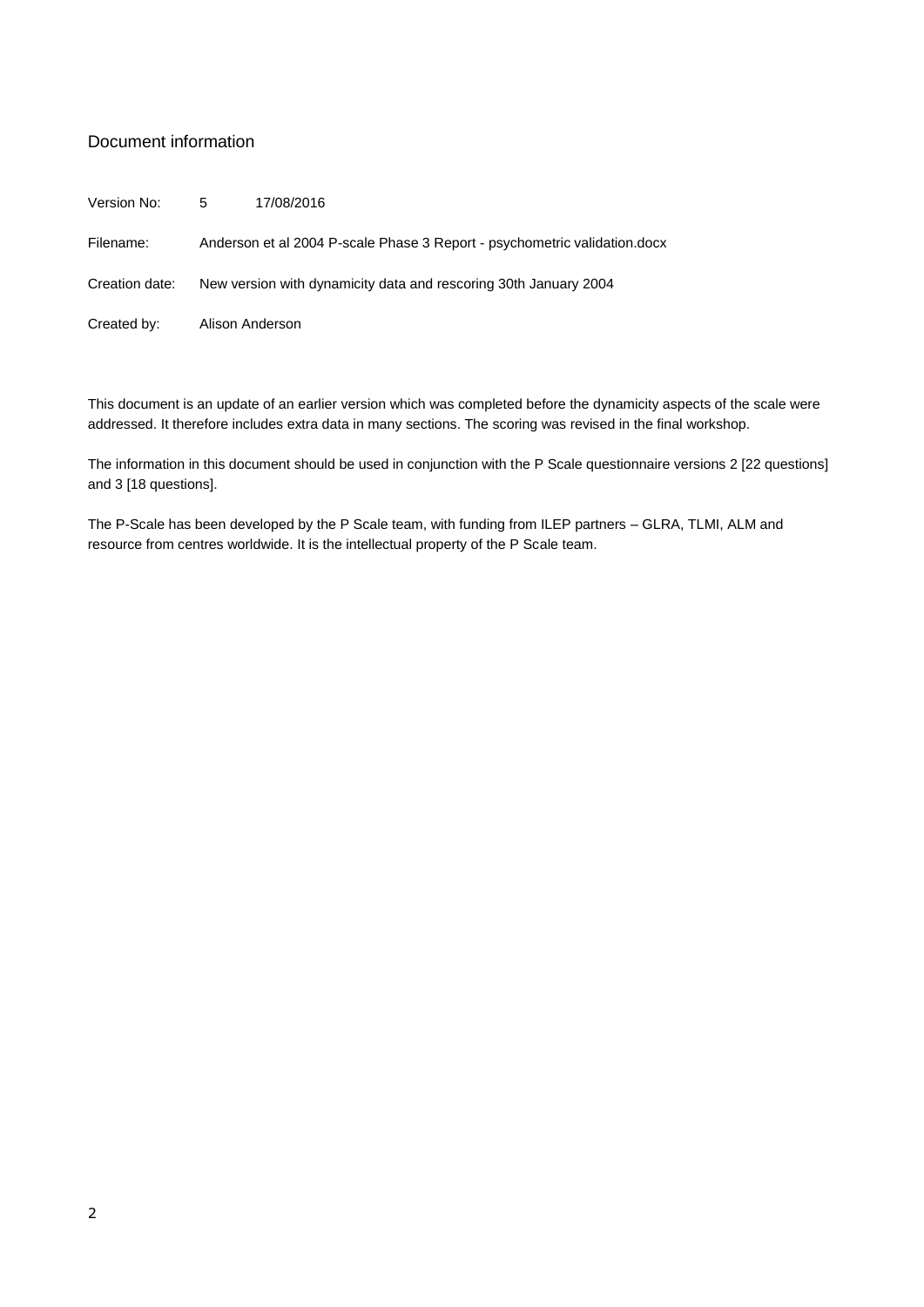## Document information

| | | |
|---|---|---|
| Version No: | 5 | 17/08/2016 |
| Filename: | Anderson et al 2004 P-scale Phase 3 Report - psychometric validation.docx | |
| Creation date: | New version with dynamicity data and rescoring 30th January 2004 | |
| Created by: | Alison Anderson | |

This document is an update of an earlier version which was completed before the dynamicity aspects of the scale were addressed. It therefore includes extra data in many sections. The scoring was revised in the final workshop.

The information in this document should be used in conjunction with the P Scale questionnaire versions 2 [22 questions] and 3 [18 questions].

The P-Scale has been developed by the P Scale team, with funding from ILEP partners – GLRA, TLMI, ALM and resource from centres worldwide. It is the intellectual property of the P Scale team.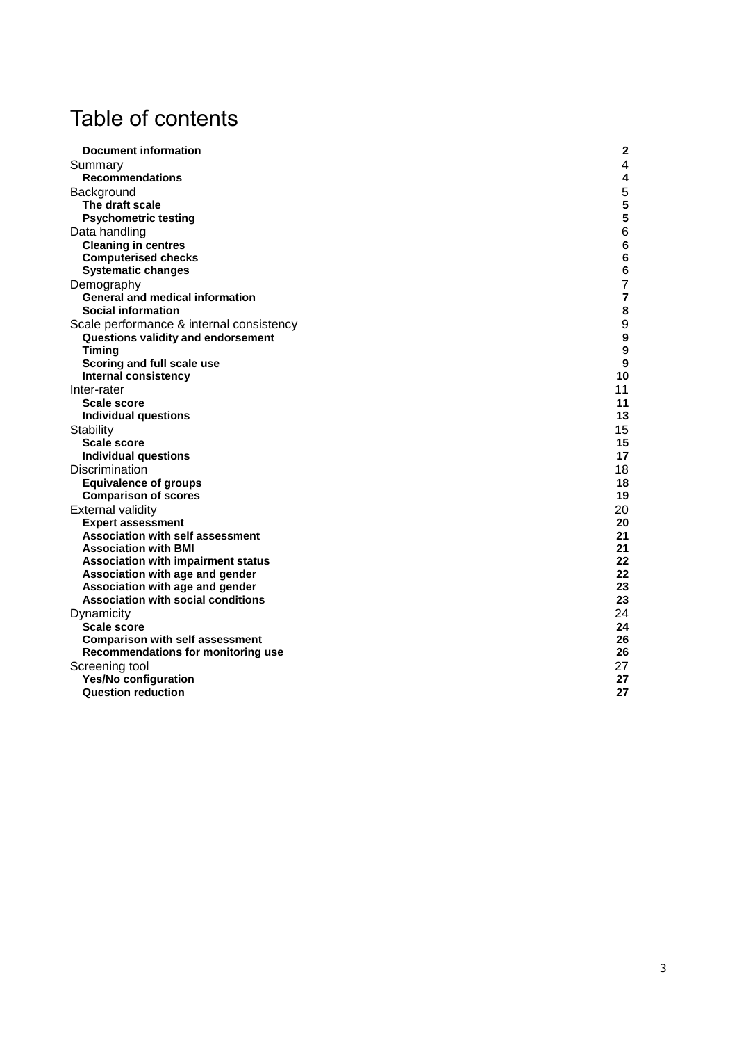# Table of contents

| | |
|---|---|
| **Document information** | **2** |
| Summary | 4 |
| **Recommendations** | **4** |
| Background | 5 |
| **The draft scale** | **5** |
| **Psychometric testing** | **5** |
| Data handling | 6 |
| **Cleaning in centres** | **6** |
| **Computerised checks** | **6** |
| **Systematic changes** | **6** |
| Demography | 7 |
| **General and medical information** | **7** |
| **Social information** | **8** |
| Scale performance & internal consistency | 9 |
| **Questions validity and endorsement** | **9** |
| **Timing** | **9** |
| **Scoring and full scale use** | **9** |
| **Internal consistency** | **10** |
| Inter-rater | 11 |
| **Scale score** | **11** |
| **Individual questions** | **13** |
| Stability | 15 |
| **Scale score** | **15** |
| **Individual questions** | **17** |
| Discrimination | 18 |
| **Equivalence of groups** | **18** |
| **Comparison of scores** | **19** |
| External validity | 20 |
| **Expert assessment** | **20** |
| **Association with self assessment** | **21** |
| **Association with BMI** | **21** |
| **Association with impairment status** | **22** |
| **Association with age and gender** | **22** |
| **Association with age and gender** | **23** |
| **Association with social conditions** | **23** |
| Dynamicity | 24 |
| **Scale score** | **24** |
| **Comparison with self assessment** | **26** |
| **Recommendations for monitoring use** | **26** |
| Screening tool | 27 |
| **Yes/No configuration** | **27** |
| **Question reduction** | **27** |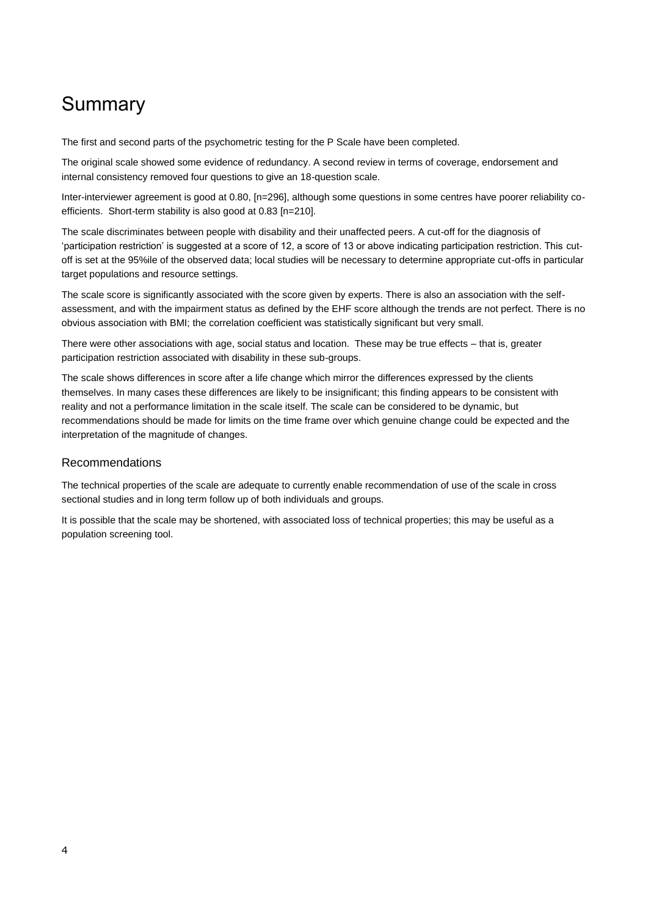# Summary

The first and second parts of the psychometric testing for the P Scale have been completed.

The original scale showed some evidence of redundancy. A second review in terms of coverage, endorsement and internal consistency removed four questions to give an 18-question scale.

Inter-interviewer agreement is good at 0.80, [n=296], although some questions in some centres have poorer reliability co-efficients. Short-term stability is also good at 0.83 [n=210].

The scale discriminates between people with disability and their unaffected peers. A cut-off for the diagnosis of 'participation restriction' is suggested at a score of 12, a score of 13 or above indicating participation restriction. This cut-off is set at the 95%ile of the observed data; local studies will be necessary to determine appropriate cut-offs in particular target populations and resource settings.

The scale score is significantly associated with the score given by experts. There is also an association with the self-assessment, and with the impairment status as defined by the EHF score although the trends are not perfect. There is no obvious association with BMI; the correlation coefficient was statistically significant but very small.

There were other associations with age, social status and location. These may be true effects – that is, greater participation restriction associated with disability in these sub-groups.

The scale shows differences in score after a life change which mirror the differences expressed by the clients themselves. In many cases these differences are likely to be insignificant; this finding appears to be consistent with reality and not a performance limitation in the scale itself. The scale can be considered to be dynamic, but recommendations should be made for limits on the time frame over which genuine change could be expected and the interpretation of the magnitude of changes.

## Recommendations

The technical properties of the scale are adequate to currently enable recommendation of use of the scale in cross sectional studies and in long term follow up of both individuals and groups.

It is possible that the scale may be shortened, with associated loss of technical properties; this may be useful as a population screening tool.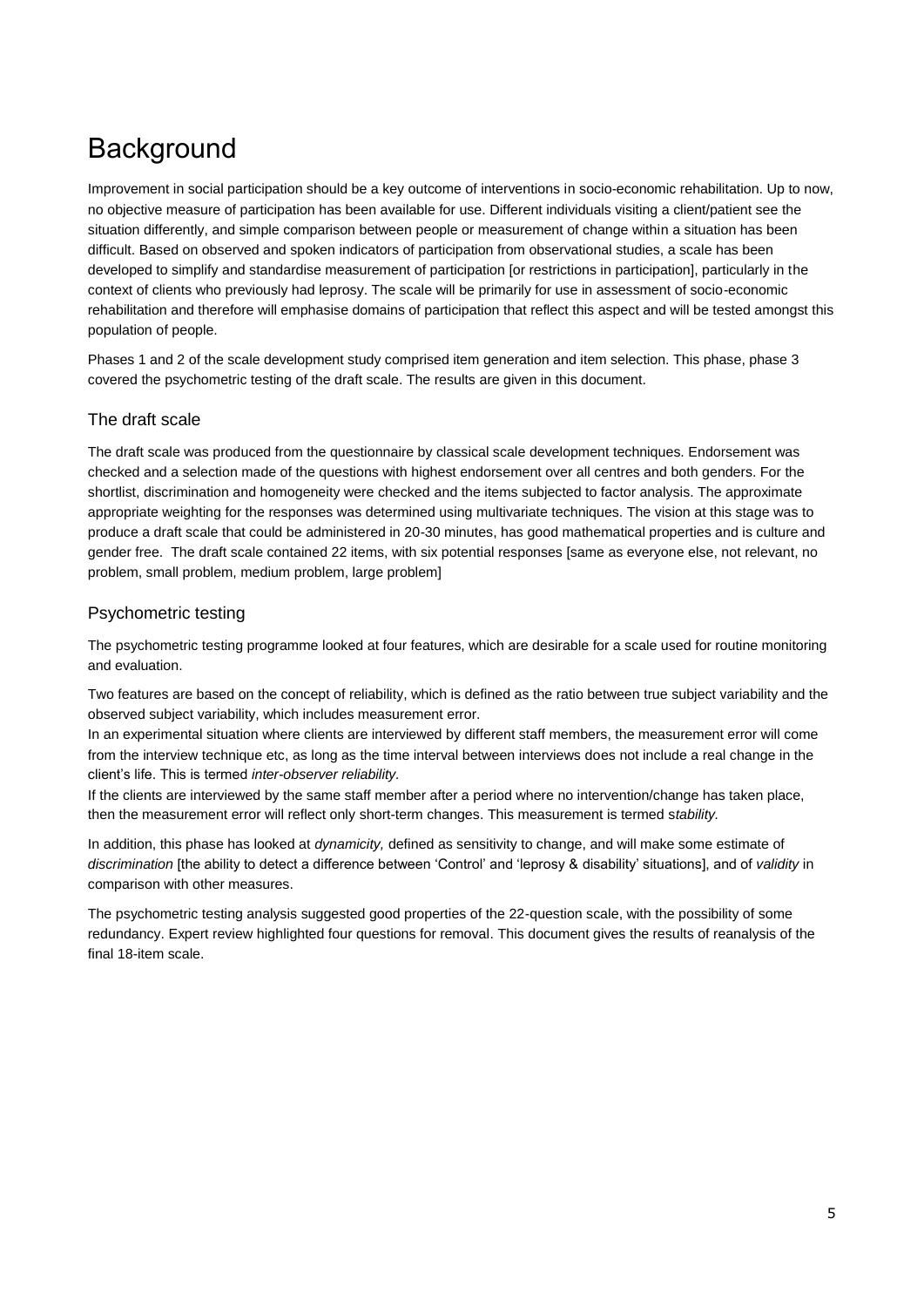# Background

Improvement in social participation should be a key outcome of interventions in socio-economic rehabilitation. Up to now, no objective measure of participation has been available for use. Different individuals visiting a client/patient see the situation differently, and simple comparison between people or measurement of change within a situation has been difficult. Based on observed and spoken indicators of participation from observational studies, a scale has been developed to simplify and standardise measurement of participation [or restrictions in participation], particularly in the context of clients who previously had leprosy. The scale will be primarily for use in assessment of socio-economic rehabilitation and therefore will emphasise domains of participation that reflect this aspect and will be tested amongst this population of people.

Phases 1 and 2 of the scale development study comprised item generation and item selection. This phase, phase 3 covered the psychometric testing of the draft scale. The results are given in this document.

## The draft scale

The draft scale was produced from the questionnaire by classical scale development techniques. Endorsement was checked and a selection made of the questions with highest endorsement over all centres and both genders. For the shortlist, discrimination and homogeneity were checked and the items subjected to factor analysis. The approximate appropriate weighting for the responses was determined using multivariate techniques. The vision at this stage was to produce a draft scale that could be administered in 20-30 minutes, has good mathematical properties and is culture and gender free. The draft scale contained 22 items, with six potential responses [same as everyone else, not relevant, no problem, small problem, medium problem, large problem]

## Psychometric testing

The psychometric testing programme looked at four features, which are desirable for a scale used for routine monitoring and evaluation.

Two features are based on the concept of reliability, which is defined as the ratio between true subject variability and the observed subject variability, which includes measurement error.
In an experimental situation where clients are interviewed by different staff members, the measurement error will come from the interview technique etc, as long as the time interval between interviews does not include a real change in the client's life. This is termed *inter-observer reliability.*
If the clients are interviewed by the same staff member after a period where no intervention/change has taken place, then the measurement error will reflect only short-term changes. This measurement is termed s*tability.*

In addition, this phase has looked at *dynamicity,* defined as sensitivity to change, and will make some estimate of *discrimination* [the ability to detect a difference between 'Control' and 'leprosy & disability' situations], and of *validity* in comparison with other measures.

The psychometric testing analysis suggested good properties of the 22-question scale, with the possibility of some redundancy. Expert review highlighted four questions for removal. This document gives the results of reanalysis of the final 18-item scale.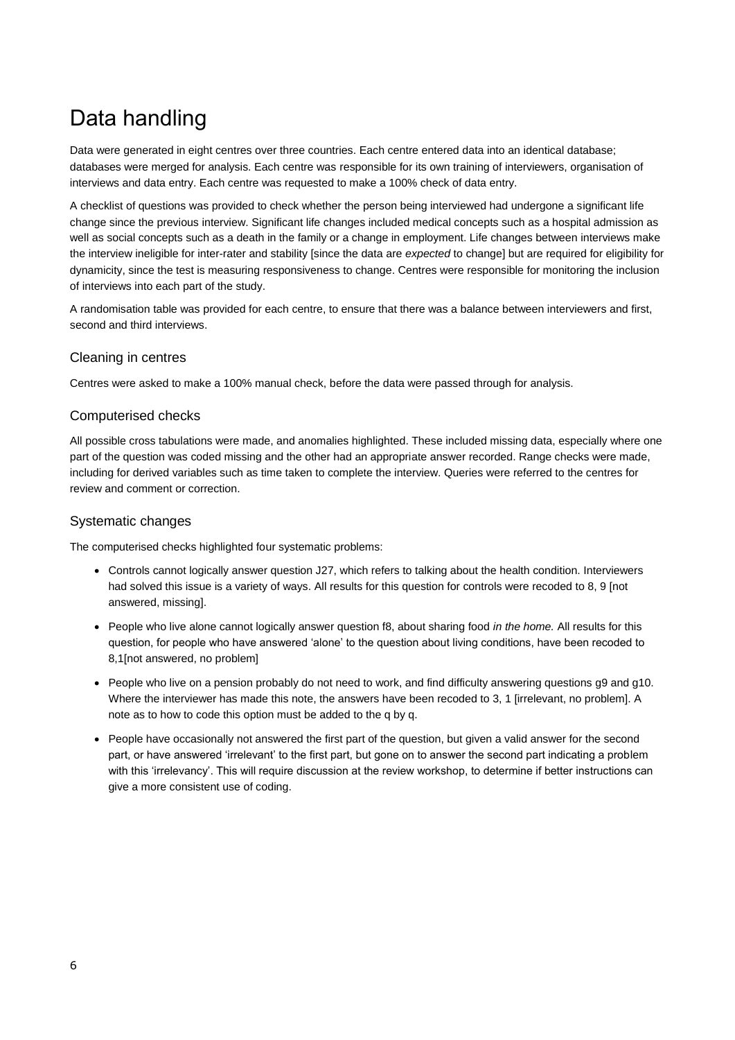# Data handling

Data were generated in eight centres over three countries. Each centre entered data into an identical database; databases were merged for analysis. Each centre was responsible for its own training of interviewers, organisation of interviews and data entry. Each centre was requested to make a 100% check of data entry.

A checklist of questions was provided to check whether the person being interviewed had undergone a significant life change since the previous interview. Significant life changes included medical concepts such as a hospital admission as well as social concepts such as a death in the family or a change in employment. Life changes between interviews make the interview ineligible for inter-rater and stability [since the data are *expected* to change] but are required for eligibility for dynamicity, since the test is measuring responsiveness to change. Centres were responsible for monitoring the inclusion of interviews into each part of the study.

A randomisation table was provided for each centre, to ensure that there was a balance between interviewers and first, second and third interviews.

## Cleaning in centres

Centres were asked to make a 100% manual check, before the data were passed through for analysis.

## Computerised checks

All possible cross tabulations were made, and anomalies highlighted. These included missing data, especially where one part of the question was coded missing and the other had an appropriate answer recorded. Range checks were made, including for derived variables such as time taken to complete the interview. Queries were referred to the centres for review and comment or correction.

## Systematic changes

The computerised checks highlighted four systematic problems:

- Controls cannot logically answer question J27, which refers to talking about the health condition. Interviewers had solved this issue is a variety of ways. All results for this question for controls were recoded to 8, 9 [not answered, missing].
- People who live alone cannot logically answer question f8, about sharing food *in the home.* All results for this question, for people who have answered 'alone' to the question about living conditions, have been recoded to 8,1[not answered, no problem]
- People who live on a pension probably do not need to work, and find difficulty answering questions g9 and g10. Where the interviewer has made this note, the answers have been recoded to 3, 1 [irrelevant, no problem]. A note as to how to code this option must be added to the q by q.
- People have occasionally not answered the first part of the question, but given a valid answer for the second part, or have answered 'irrelevant' to the first part, but gone on to answer the second part indicating a problem with this 'irrelevancy'. This will require discussion at the review workshop, to determine if better instructions can give a more consistent use of coding.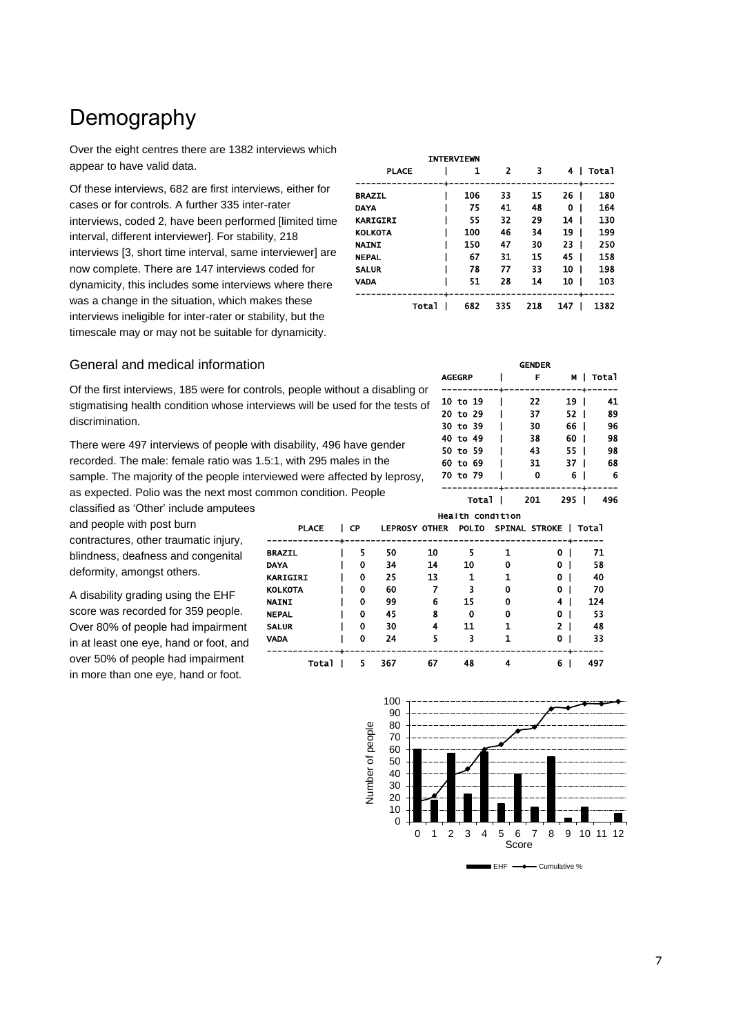# Demography

Over the eight centres there are 1382 interviews which appear to have valid data.

Of these interviews, 682 are first interviews, either for cases or for controls. A further 335 inter-rater interviews, coded 2, have been performed [limited time interval, different interviewer]. For stability, 218 interviews [3, short time interval, same interviewer] are now complete. There are 147 interviews coded for dynamicity, this includes some interviews where there was a change in the situation, which makes these interviews ineligible for inter-rater or stability, but the timescale may or may not be suitable for dynamicity.

| PLACE | INTERVIEWN 1 | 2 | 3 | 4 | Total |
|---|---|---|---|---|---|
| BRAZIL | 106 | 33 | 15 | 26 | 180 |
| DAYA | 75 | 41 | 48 | 0 | 164 |
| KARIGIRI | 55 | 32 | 29 | 14 | 130 |
| KOLKOTA | 100 | 46 | 34 | 19 | 199 |
| NAINI | 150 | 47 | 30 | 23 | 250 |
| NEPAL | 67 | 31 | 15 | 45 | 158 |
| SALUR | 78 | 77 | 33 | 10 | 198 |
| VADA | 51 | 28 | 14 | 10 | 103 |
| Total | 682 | 335 | 218 | 147 | 1382 |

## General and medical information

Of the first interviews, 185 were for controls, people without a disabling or stigmatising health condition whose interviews will be used for the tests of discrimination.

There were 497 interviews of people with disability, 496 have gender recorded. The male: female ratio was 1.5:1, with 295 males in the sample. The majority of the people interviewed were affected by leprosy, as expected. Polio was the next most common condition. People classified as 'Other' include amputees and people with post burn contractures, other traumatic injury, blindness, deafness and congenital deformity, amongst others.

| AGEGRP | GENDER F | M | Total |
|---|---|---|---|
| 10 to 19 | 22 | 19 | 41 |
| 20 to 29 | 37 | 52 | 89 |
| 30 to 39 | 30 | 66 | 96 |
| 40 to 49 | 38 | 60 | 98 |
| 50 to 59 | 43 | 55 | 98 |
| 60 to 69 | 31 | 37 | 68 |
| 70 to 79 | 0 | 6 | 6 |
| Total | 201 | 295 | 496 |

| PLACE | Health condition CP | LEPROSY | OTHER | POLIO | SPINAL | STROKE | Total |
|---|---|---|---|---|---|---|---|
| BRAZIL | 5 | 50 | 10 | 5 | 1 | 0 | 71 |
| DAYA | 0 | 34 | 14 | 10 | 0 | 0 | 58 |
| KARIGIRI | 0 | 25 | 13 | 1 | 1 | 0 | 40 |
| KOLKOTA | 0 | 60 | 7 | 3 | 0 | 0 | 70 |
| NAINI | 0 | 99 | 6 | 15 | 0 | 4 | 124 |
| NEPAL | 0 | 45 | 8 | 0 | 0 | 0 | 53 |
| SALUR | 0 | 30 | 4 | 11 | 1 | 2 | 48 |
| VADA | 0 | 24 | 5 | 3 | 1 | 0 | 33 |
| Total | 5 | 367 | 67 | 48 | 4 | 6 | 497 |

A disability grading using the EHF score was recorded for 359 people. Over 80% of people had impairment in at least one eye, hand or foot, and over 50% of people had impairment in more than one eye, hand or foot.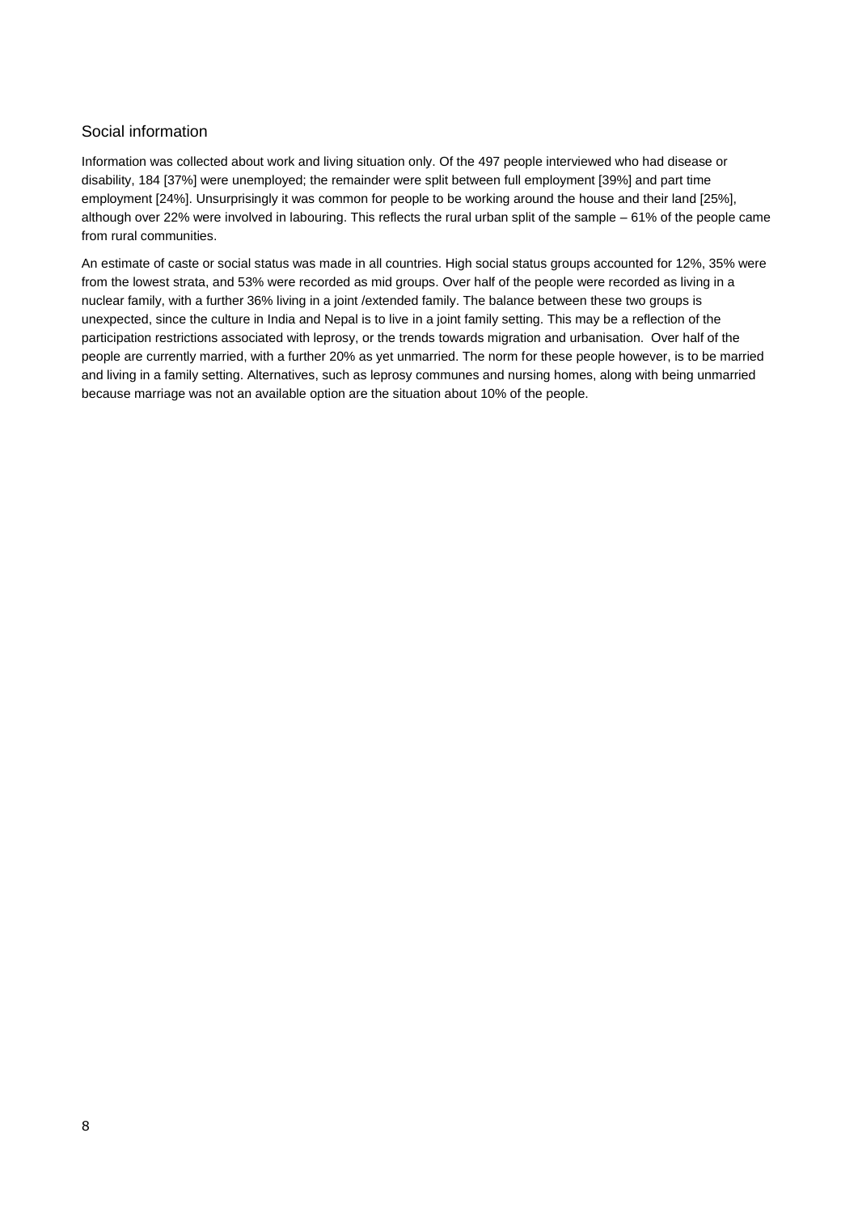## Social information

Information was collected about work and living situation only. Of the 497 people interviewed who had disease or disability, 184 [37%] were unemployed; the remainder were split between full employment [39%] and part time employment [24%]. Unsurprisingly it was common for people to be working around the house and their land [25%], although over 22% were involved in labouring. This reflects the rural urban split of the sample – 61% of the people came from rural communities.

An estimate of caste or social status was made in all countries. High social status groups accounted for 12%, 35% were from the lowest strata, and 53% were recorded as mid groups. Over half of the people were recorded as living in a nuclear family, with a further 36% living in a joint /extended family. The balance between these two groups is unexpected, since the culture in India and Nepal is to live in a joint family setting. This may be a reflection of the participation restrictions associated with leprosy, or the trends towards migration and urbanisation. Over half of the people are currently married, with a further 20% as yet unmarried. The norm for these people however, is to be married and living in a family setting. Alternatives, such as leprosy communes and nursing homes, along with being unmarried because marriage was not an available option are the situation about 10% of the people.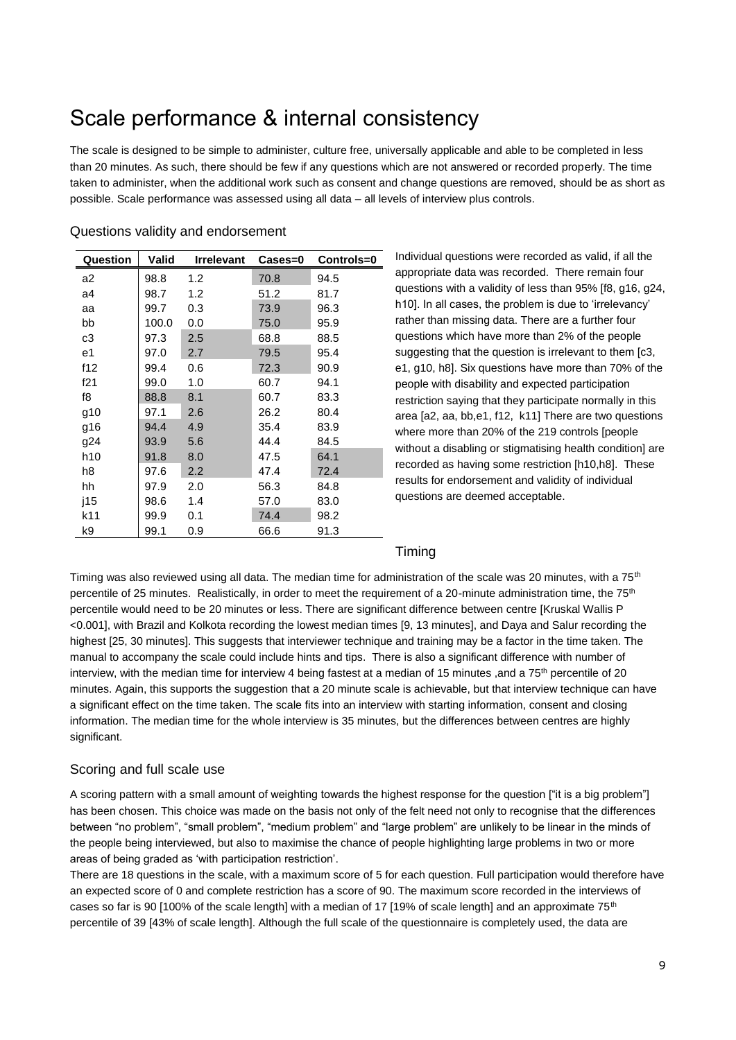# Scale performance & internal consistency

The scale is designed to be simple to administer, culture free, universally applicable and able to be completed in less than 20 minutes. As such, there should be few if any questions which are not answered or recorded properly. The time taken to administer, when the additional work such as consent and change questions are removed, should be as short as possible. Scale performance was assessed using all data – all levels of interview plus controls.

## Questions validity and endorsement

| Question | Valid | Irrelevant | Cases=0 | Controls=0 |
|---|---|---|---|---|
| a2 | 98.8 | 1.2 | 70.8 | 94.5 |
| a4 | 98.7 | 1.2 | 51.2 | 81.7 |
| aa | 99.7 | 0.3 | 73.9 | 96.3 |
| bb | 100.0 | 0.0 | 75.0 | 95.9 |
| c3 | 97.3 | 2.5 | 68.8 | 88.5 |
| e1 | 97.0 | 2.7 | 79.5 | 95.4 |
| f12 | 99.4 | 0.6 | 72.3 | 90.9 |
| f21 | 99.0 | 1.0 | 60.7 | 94.1 |
| f8 | 88.8 | 8.1 | 60.7 | 83.3 |
| g10 | 97.1 | 2.6 | 26.2 | 80.4 |
| g16 | 94.4 | 4.9 | 35.4 | 83.9 |
| g24 | 93.9 | 5.6 | 44.4 | 84.5 |
| h10 | 91.8 | 8.0 | 47.5 | 64.1 |
| h8 | 97.6 | 2.2 | 47.4 | 72.4 |
| hh | 97.9 | 2.0 | 56.3 | 84.8 |
| j15 | 98.6 | 1.4 | 57.0 | 83.0 |
| k11 | 99.9 | 0.1 | 74.4 | 98.2 |
| k9 | 99.1 | 0.9 | 66.6 | 91.3 |

Individual questions were recorded as valid, if all the appropriate data was recorded. There remain four questions with a validity of less than 95% [f8, g16, g24, h10]. In all cases, the problem is due to 'irrelevancy' rather than missing data. There are a further four questions which have more than 2% of the people suggesting that the question is irrelevant to them [c3, e1, g10, h8]. Six questions have more than 70% of the people with disability and expected participation restriction saying that they participate normally in this area [a2, aa, bb,e1, f12, k11] There are two questions where more than 20% of the 219 controls [people without a disabling or stigmatising health condition] are recorded as having some restriction [h10,h8]. These results for endorsement and validity of individual questions are deemed acceptable.

## Timing

Timing was also reviewed using all data. The median time for administration of the scale was 20 minutes, with a 75th percentile of 25 minutes. Realistically, in order to meet the requirement of a 20-minute administration time, the 75th percentile would need to be 20 minutes or less. There are significant difference between centre [Kruskal Wallis P <0.001], with Brazil and Kolkota recording the lowest median times [9, 13 minutes], and Daya and Salur recording the highest [25, 30 minutes]. This suggests that interviewer technique and training may be a factor in the time taken. The manual to accompany the scale could include hints and tips. There is also a significant difference with number of interview, with the median time for interview 4 being fastest at a median of 15 minutes ,and a 75th percentile of 20 minutes. Again, this supports the suggestion that a 20 minute scale is achievable, but that interview technique can have a significant effect on the time taken. The scale fits into an interview with starting information, consent and closing information. The median time for the whole interview is 35 minutes, but the differences between centres are highly significant.

## Scoring and full scale use

A scoring pattern with a small amount of weighting towards the highest response for the question ["it is a big problem"] has been chosen. This choice was made on the basis not only of the felt need not only to recognise that the differences between "no problem", "small problem", "medium problem" and "large problem" are unlikely to be linear in the minds of the people being interviewed, but also to maximise the chance of people highlighting large problems in two or more areas of being graded as 'with participation restriction'.

There are 18 questions in the scale, with a maximum score of 5 for each question. Full participation would therefore have an expected score of 0 and complete restriction has a score of 90. The maximum score recorded in the interviews of cases so far is 90 [100% of the scale length] with a median of 17 [19% of scale length] and an approximate 75th percentile of 39 [43% of scale length]. Although the full scale of the questionnaire is completely used, the data are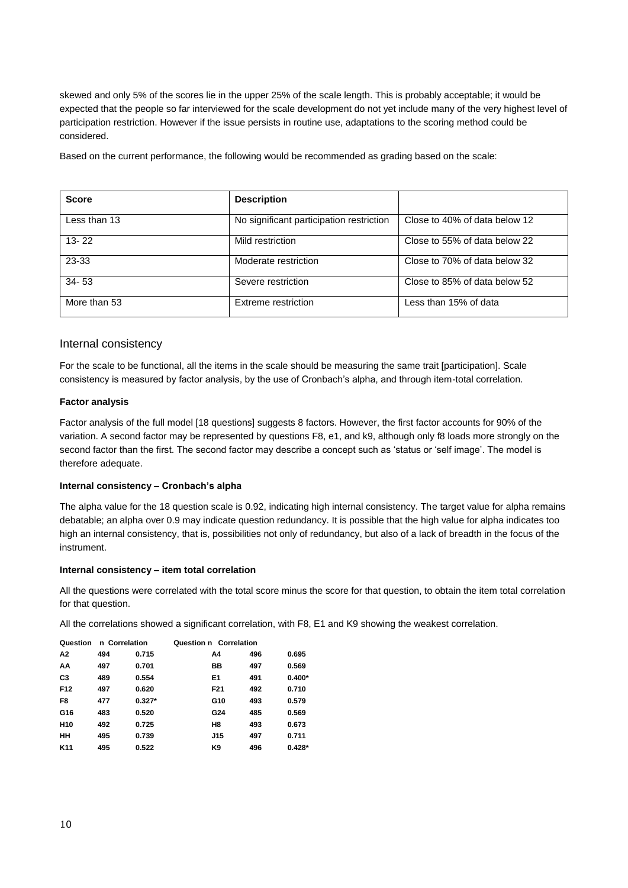skewed and only 5% of the scores lie in the upper 25% of the scale length. This is probably acceptable; it would be expected that the people so far interviewed for the scale development do not yet include many of the very highest level of participation restriction. However if the issue persists in routine use, adaptations to the scoring method could be considered.

Based on the current performance, the following would be recommended as grading based on the scale:

| Score | Description | |
|---|---|---|
| Less than 13 | No significant participation restriction | Close to 40% of data below 12 |
| 13- 22 | Mild restriction | Close to 55% of data below 22 |
| 23-33 | Moderate restriction | Close to 70% of data below 32 |
| 34- 53 | Severe restriction | Close to 85% of data below 52 |
| More than 53 | Extreme restriction | Less than 15% of data |

## Internal consistency

For the scale to be functional, all the items in the scale should be measuring the same trait [participation]. Scale consistency is measured by factor analysis, by the use of Cronbach's alpha, and through item-total correlation.

**Factor analysis**

Factor analysis of the full model [18 questions] suggests 8 factors. However, the first factor accounts for 90% of the variation. A second factor may be represented by questions F8, e1, and k9, although only f8 loads more strongly on the second factor than the first. The second factor may describe a concept such as 'status or 'self image'. The model is therefore adequate.

**Internal consistency – Cronbach's alpha**

The alpha value for the 18 question scale is 0.92, indicating high internal consistency. The target value for alpha remains debatable; an alpha over 0.9 may indicate question redundancy. It is possible that the high value for alpha indicates too high an internal consistency, that is, possibilities not only of redundancy, but also of a lack of breadth in the focus of the instrument.

**Internal consistency – item total correlation**

All the questions were correlated with the total score minus the score for that question, to obtain the item total correlation for that question.

All the correlations showed a significant correlation, with F8, E1 and K9 showing the weakest correlation.

| Question | n | Correlation | Question | n | Correlation |
|---|---|---|---|---|---|
| A2 | 494 | 0.715 | A4 | 496 | 0.695 |
| AA | 497 | 0.701 | BB | 497 | 0.569 |
| C3 | 489 | 0.554 | E1 | 491 | 0.400* |
| F12 | 497 | 0.620 | F21 | 492 | 0.710 |
| F8 | 477 | 0.327* | G10 | 493 | 0.579 |
| G16 | 483 | 0.520 | G24 | 485 | 0.569 |
| H10 | 492 | 0.725 | H8 | 493 | 0.673 |
| HH | 495 | 0.739 | J15 | 497 | 0.711 |
| K11 | 495 | 0.522 | K9 | 496 | 0.428* |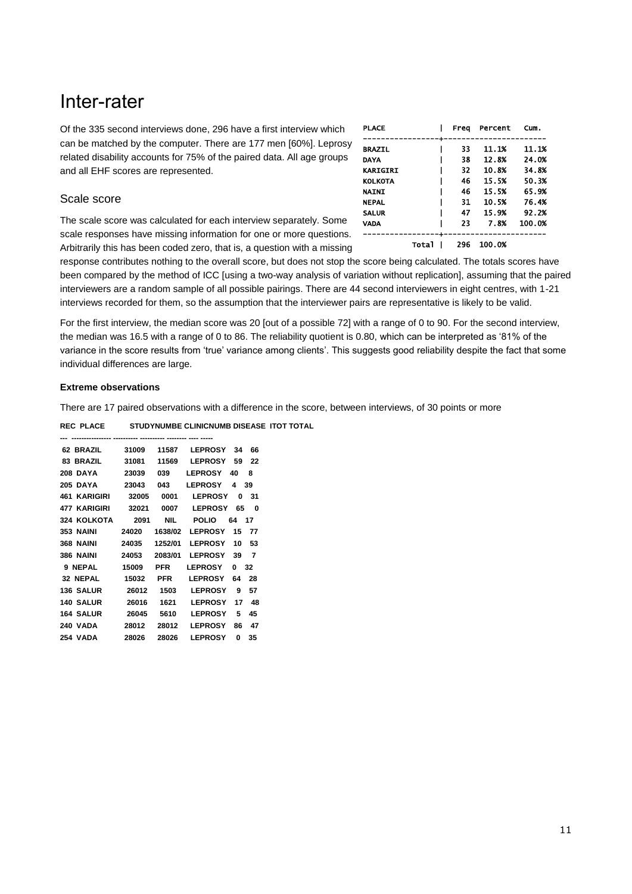# Inter-rater

Of the 335 second interviews done, 296 have a first interview which can be matched by the computer. There are 177 men [60%]. Leprosy related disability accounts for 75% of the paired data. All age groups and all EHF scores are represented.

| PLACE | Freq | Percent | Cum. |
|---|---|---|---|
| BRAZIL | 33 | 11.1% | 11.1% |
| DAYA | 38 | 12.8% | 24.0% |
| KARIGIRI | 32 | 10.8% | 34.8% |
| KOLKOTA | 46 | 15.5% | 50.3% |
| NAINI | 46 | 15.5% | 65.9% |
| NEPAL | 31 | 10.5% | 76.4% |
| SALUR | 47 | 15.9% | 92.2% |
| VADA | 23 | 7.8% | 100.0% |
| Total | 296 | 100.0% | |

## Scale score

The scale score was calculated for each interview separately. Some scale responses have missing information for one or more questions. Arbitrarily this has been coded zero, that is, a question with a missing response contributes nothing to the overall score, but does not stop the score being calculated. The totals scores have been compared by the method of ICC [using a two-way analysis of variation without replication], assuming that the paired interviewers are a random sample of all possible pairings. There are 44 second interviewers in eight centres, with 1-21 interviews recorded for them, so the assumption that the interviewer pairs are representative is likely to be valid.

For the first interview, the median score was 20 [out of a possible 72] with a range of 0 to 90. For the second interview, the median was 16.5 with a range of 0 to 86. The reliability quotient is 0.80, which can be interpreted as '81% of the variance in the score results from 'true' variance among clients'. This suggests good reliability despite the fact that some individual differences are large.

**Extreme observations**

There are 17 paired observations with a difference in the score, between interviews, of 30 points or more

| REC | PLACE | STUDYNUMBE | CLINICNUMB | DISEASE | ITOT | TOTAL |
|---|---|---|---|---|---|---|
| 62 | BRAZIL | 31009 | 11587 | LEPROSY | 34 | 66 |
| 83 | BRAZIL | 31081 | 11569 | LEPROSY | 59 | 22 |
| 208 | DAYA | 23039 | 039 | LEPROSY | 40 | 8 |
| 205 | DAYA | 23043 | 043 | LEPROSY | 4 | 39 |
| 461 | KARIGIRI | 32005 | 0001 | LEPROSY | 0 | 31 |
| 477 | KARIGIRI | 32021 | 0007 | LEPROSY | 65 | 0 |
| 324 | KOLKOTA | 2091 | NIL | POLIO | 64 | 17 |
| 353 | NAINI | 24020 | 1638/02 | LEPROSY | 15 | 77 |
| 368 | NAINI | 24035 | 1252/01 | LEPROSY | 10 | 53 |
| 386 | NAINI | 24053 | 2083/01 | LEPROSY | 39 | 7 |
| 9 | NEPAL | 15009 | PFR | LEPROSY | 0 | 32 |
| 32 | NEPAL | 15032 | PFR | LEPROSY | 64 | 28 |
| 136 | SALUR | 26012 | 1503 | LEPROSY | 9 | 57 |
| 140 | SALUR | 26016 | 1621 | LEPROSY | 17 | 48 |
| 164 | SALUR | 26045 | 5610 | LEPROSY | 5 | 45 |
| 240 | VADA | 28012 | 28012 | LEPROSY | 86 | 47 |
| 254 | VADA | 28026 | 28026 | LEPROSY | 0 | 35 |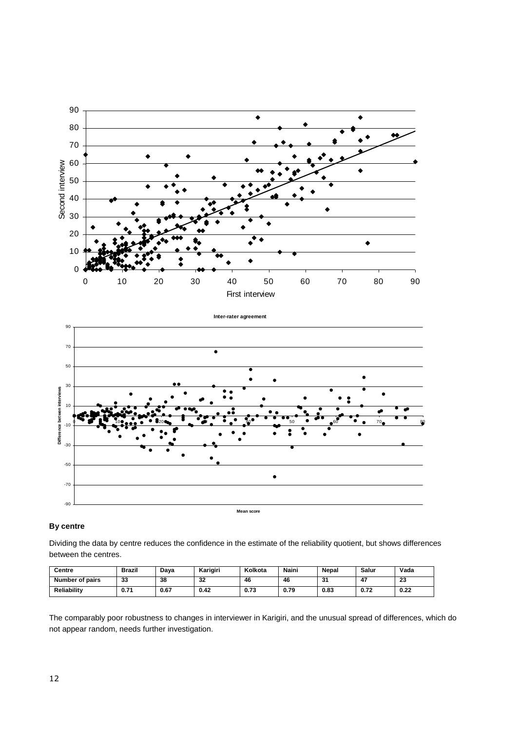### By centre

Dividing the data by centre reduces the confidence in the estimate of the reliability quotient, but shows differences between the centres.

| Centre | Brazil | Daya | Karigiri | Kolkota | Naini | Nepal | Salur | Vada |
|---|---|---|---|---|---|---|---|---|
| Number of pairs | 33 | 38 | 32 | 46 | 46 | 31 | 47 | 23 |
| Reliability | 0.71 | 0.67 | 0.42 | 0.73 | 0.79 | 0.83 | 0.72 | 0.22 |

The comparably poor robustness to changes in interviewer in Karigiri, and the unusual spread of differences, which do not appear random, needs further investigation.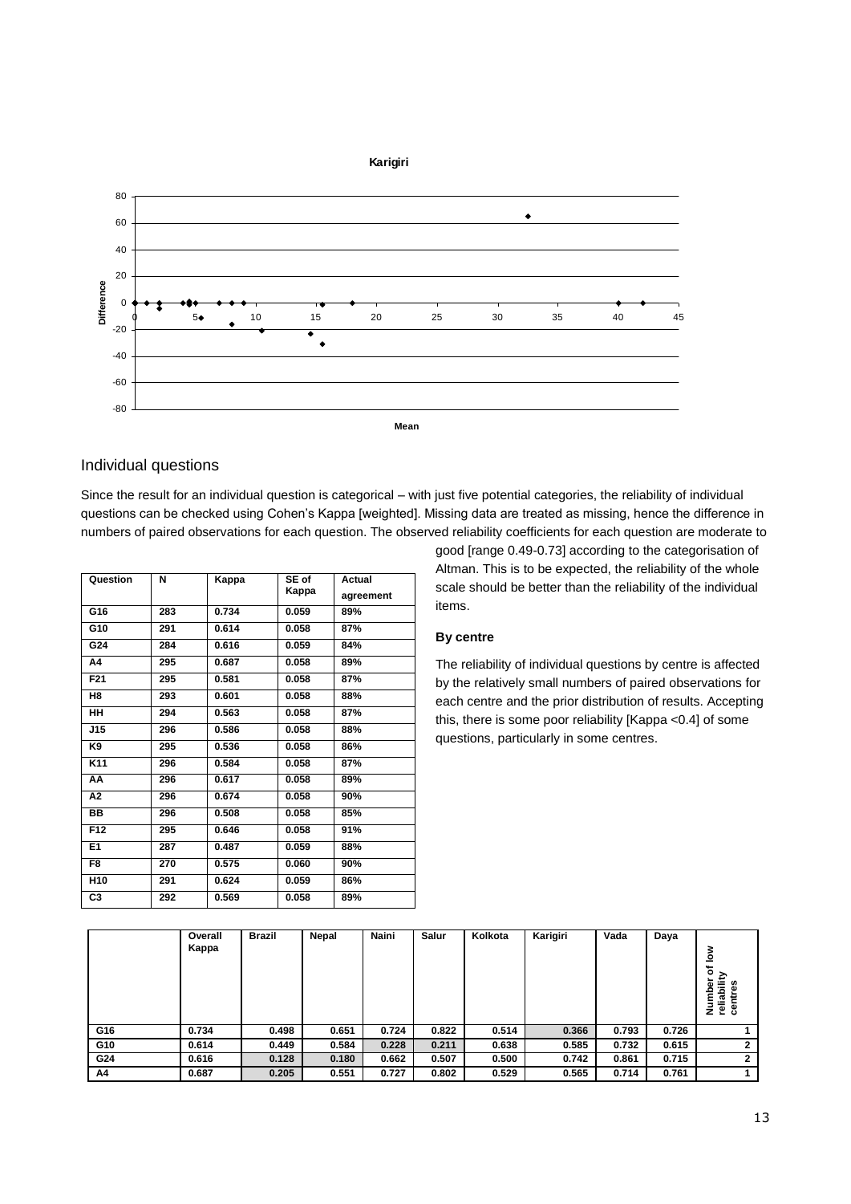## Individual questions

Since the result for an individual question is categorical – with just five potential categories, the reliability of individual questions can be checked using Cohen's Kappa [weighted]. Missing data are treated as missing, hence the difference in numbers of paired observations for each question. The observed reliability coefficients for each question are moderate to good [range 0.49-0.73] according to the categorisation of Altman. This is to be expected, the reliability of the whole scale should be better than the reliability of the individual items.

| Question | N | Kappa | SE of Kappa | Actual agreement |
|---|---|---|---|---|
| G16 | 283 | 0.734 | 0.059 | 89% |
| G10 | 291 | 0.614 | 0.058 | 87% |
| G24 | 284 | 0.616 | 0.059 | 84% |
| A4 | 295 | 0.687 | 0.058 | 89% |
| F21 | 295 | 0.581 | 0.058 | 87% |
| H8 | 293 | 0.601 | 0.058 | 88% |
| HH | 294 | 0.563 | 0.058 | 87% |
| J15 | 296 | 0.586 | 0.058 | 88% |
| K9 | 295 | 0.536 | 0.058 | 86% |
| K11 | 296 | 0.584 | 0.058 | 87% |
| AA | 296 | 0.617 | 0.058 | 89% |
| A2 | 296 | 0.674 | 0.058 | 90% |
| BB | 296 | 0.508 | 0.058 | 85% |
| F12 | 295 | 0.646 | 0.058 | 91% |
| E1 | 287 | 0.487 | 0.059 | 88% |
| F8 | 270 | 0.575 | 0.060 | 90% |
| H10 | 291 | 0.624 | 0.059 | 86% |
| C3 | 292 | 0.569 | 0.058 | 89% |

### By centre

The reliability of individual questions by centre is affected by the relatively small numbers of paired observations for each centre and the prior distribution of results. Accepting this, there is some poor reliability [Kappa <0.4] of some questions, particularly in some centres.

| | Overall Kappa | Brazil | Nepal | Naini | Salur | Kolkota | Karigiri | Vada | Daya | Number of low reliability centres |
|---|---|---|---|---|---|---|---|---|---|---|
| G16 | 0.734 | 0.498 | 0.651 | 0.724 | 0.822 | 0.514 | 0.366 | 0.793 | 0.726 | 1 |
| G10 | 0.614 | 0.449 | 0.584 | 0.228 | 0.211 | 0.638 | 0.585 | 0.732 | 0.615 | 2 |
| G24 | 0.616 | 0.128 | 0.180 | 0.662 | 0.507 | 0.500 | 0.742 | 0.861 | 0.715 | 2 |
| A4 | 0.687 | 0.205 | 0.551 | 0.727 | 0.802 | 0.529 | 0.565 | 0.714 | 0.761 | 1 |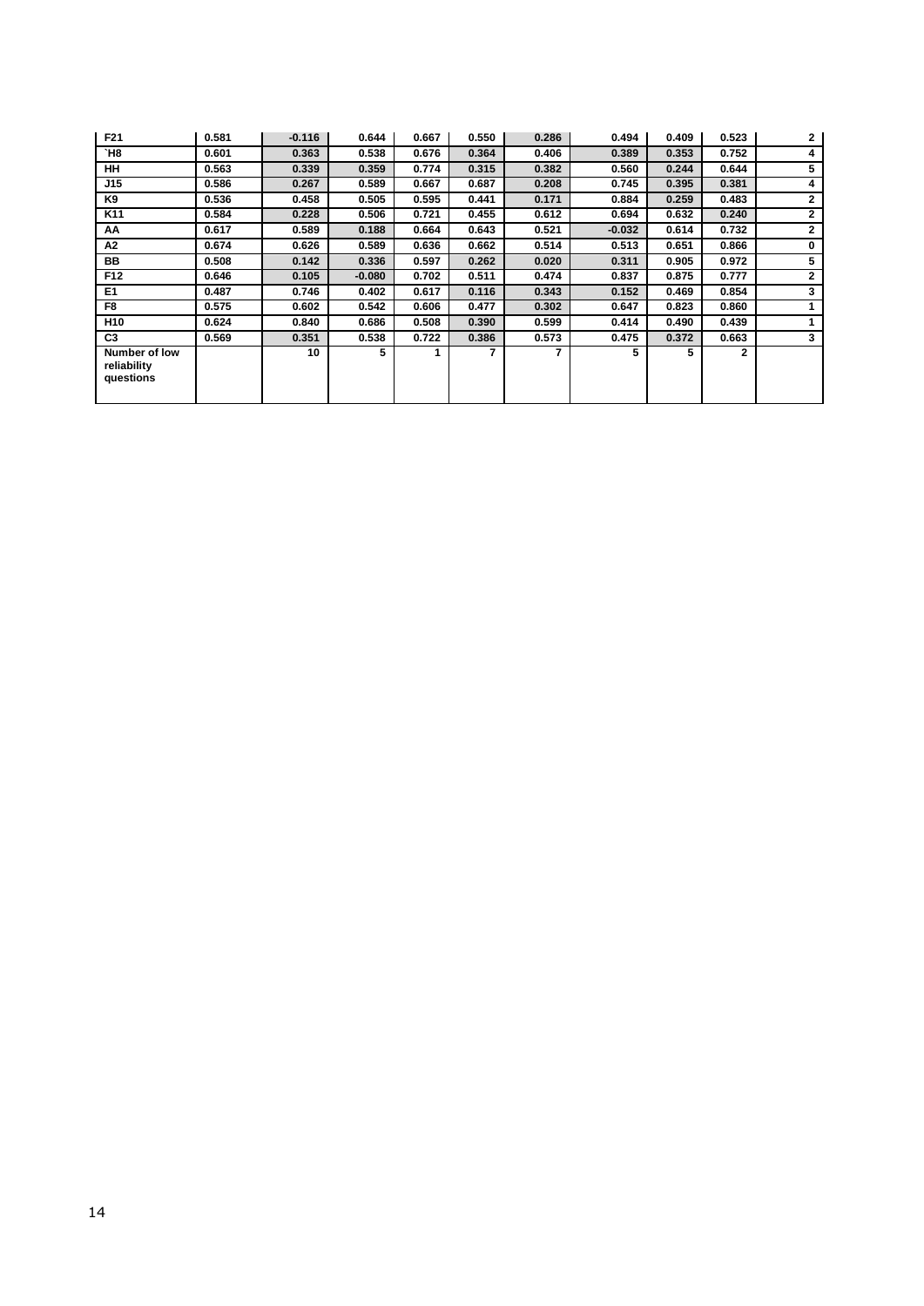| F21 | 0.581 | -0.116 | 0.644 | 0.667 | 0.550 | 0.286 | 0.494 | 0.409 | 0.523 | 2 |
|---|---|---|---|---|---|---|---|---|---|---|
| `H8 | 0.601 | 0.363 | 0.538 | 0.676 | 0.364 | 0.406 | 0.389 | 0.353 | 0.752 | 4 |
| HH | 0.563 | 0.339 | 0.359 | 0.774 | 0.315 | 0.382 | 0.560 | 0.244 | 0.644 | 5 |
| J15 | 0.586 | 0.267 | 0.589 | 0.667 | 0.687 | 0.208 | 0.745 | 0.395 | 0.381 | 4 |
| K9 | 0.536 | 0.458 | 0.505 | 0.595 | 0.441 | 0.171 | 0.884 | 0.259 | 0.483 | 2 |
| K11 | 0.584 | 0.228 | 0.506 | 0.721 | 0.455 | 0.612 | 0.694 | 0.632 | 0.240 | 2 |
| AA | 0.617 | 0.589 | 0.188 | 0.664 | 0.643 | 0.521 | -0.032 | 0.614 | 0.732 | 2 |
| A2 | 0.674 | 0.626 | 0.589 | 0.636 | 0.662 | 0.514 | 0.513 | 0.651 | 0.866 | 0 |
| BB | 0.508 | 0.142 | 0.336 | 0.597 | 0.262 | 0.020 | 0.311 | 0.905 | 0.972 | 5 |
| F12 | 0.646 | 0.105 | -0.080 | 0.702 | 0.511 | 0.474 | 0.837 | 0.875 | 0.777 | 2 |
| E1 | 0.487 | 0.746 | 0.402 | 0.617 | 0.116 | 0.343 | 0.152 | 0.469 | 0.854 | 3 |
| F8 | 0.575 | 0.602 | 0.542 | 0.606 | 0.477 | 0.302 | 0.647 | 0.823 | 0.860 | 1 |
| H10 | 0.624 | 0.840 | 0.686 | 0.508 | 0.390 | 0.599 | 0.414 | 0.490 | 0.439 | 1 |
| C3 | 0.569 | 0.351 | 0.538 | 0.722 | 0.386 | 0.573 | 0.475 | 0.372 | 0.663 | 3 |
| Number of low reliability questions | | 10 | 5 | 1 | 7 | 7 | 5 | 5 | 2 | |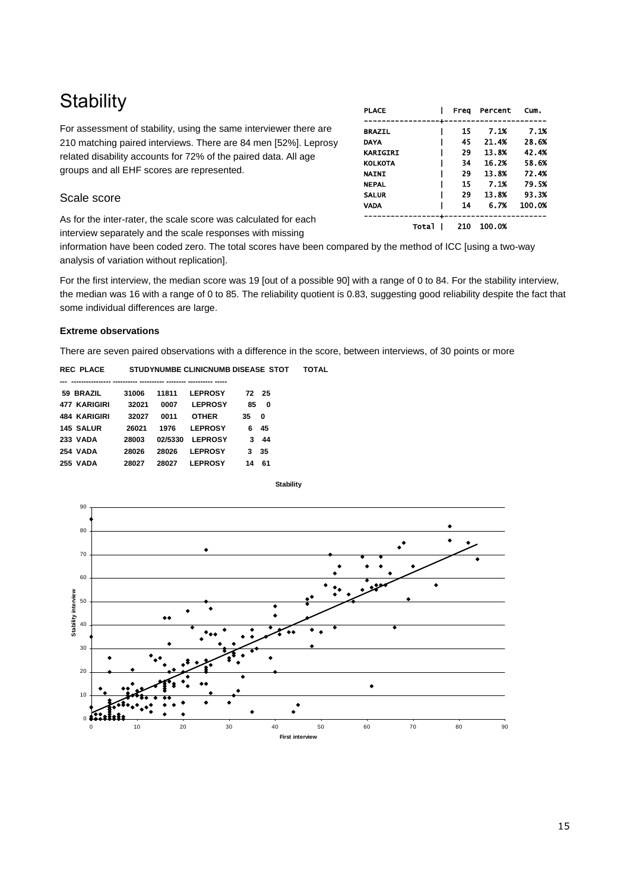# Stability

For assessment of stability, using the same interviewer there are 210 matching paired interviews. There are 84 men [52%]. Leprosy related disability accounts for 72% of the paired data. All age groups and all EHF scores are represented.

| PLACE | Freq | Percent | Cum. |
|---|---|---|---|
| BRAZIL | 15 | 7.1% | 7.1% |
| DAYA | 45 | 21.4% | 28.6% |
| KARIGIRI | 29 | 13.8% | 42.4% |
| KOLKOTA | 34 | 16.2% | 58.6% |
| NAINI | 29 | 13.8% | 72.4% |
| NEPAL | 15 | 7.1% | 79.5% |
| SALUR | 29 | 13.8% | 93.3% |
| VADA | 14 | 6.7% | 100.0% |
| Total | 210 | 100.0% | |

## Scale score

As for the inter-rater, the scale score was calculated for each interview separately and the scale responses with missing information have been coded zero. The total scores have been compared by the method of ICC [using a two-way analysis of variation without replication].

For the first interview, the median score was 19 [out of a possible 90] with a range of 0 to 84. For the stability interview, the median was 16 with a range of 0 to 85. The reliability quotient is 0.83, suggesting good reliability despite the fact that some individual differences are large.

**Extreme observations**

There are seven paired observations with a difference in the score, between interviews, of 30 points or more

| REC | PLACE | STUDYNUMBE | CLINICNUMB | DISEASE | STOT | TOTAL |
|---|---|---|---|---|---|---|
| 59 | BRAZIL | 31006 | 11811 | LEPROSY | 72 | 25 |
| 477 | KARIGIRI | 32021 | 0007 | LEPROSY | 85 | 0 |
| 484 | KARIGIRI | 32027 | 0011 | OTHER | 35 | 0 |
| 145 | SALUR | 26021 | 1976 | LEPROSY | 6 | 45 |
| 233 | VADA | 28003 | 02/5330 | LEPROSY | 3 | 44 |
| 254 | VADA | 28026 | 28026 | LEPROSY | 3 | 35 |
| 255 | VADA | 28027 | 28027 | LEPROSY | 14 | 61 |

Stability

Stability interview

First interview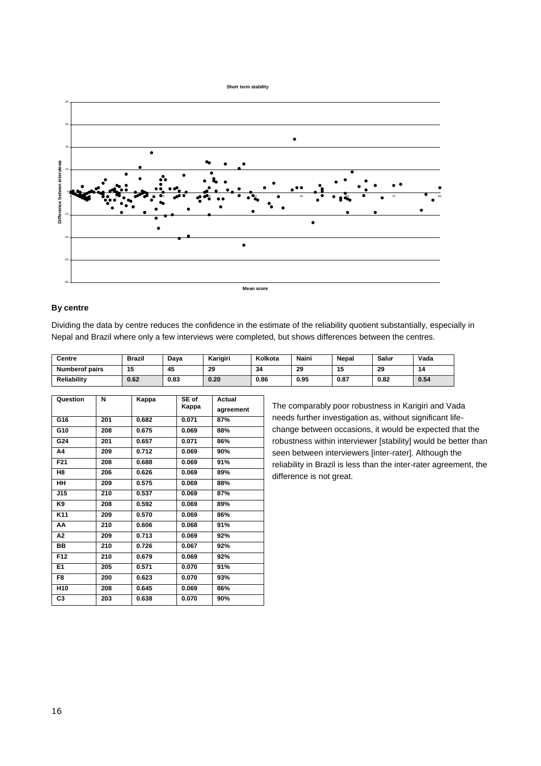**Short term stability**

Difference betwen interviews

Mean score

### By centre

Dividing the data by centre reduces the confidence in the estimate of the reliability quotient substantially, especially in Nepal and Brazil where only a few interviews were completed, but shows differences between the centres.

| Centre | Brazil | Daya | Karigiri | Kolkota | Naini | Nepal | Salur | Vada |
|---|---|---|---|---|---|---|---|---|
| Numberof pairs | 15 | 45 | 29 | 34 | 29 | 15 | 29 | 14 |
| Reliability | 0.62 | 0.83 | 0.20 | 0.86 | 0.95 | 0.87 | 0.82 | 0.54 |

| Question | N | Kappa | SE of Kappa | Actual agreement |
|---|---|---|---|---|
| G16 | 201 | 0.682 | 0.071 | 87% |
| G10 | 208 | 0.675 | 0.069 | 88% |
| G24 | 201 | 0.657 | 0.071 | 86% |
| A4 | 209 | 0.712 | 0.069 | 90% |
| F21 | 208 | 0.688 | 0.069 | 91% |
| H8 | 206 | 0.626 | 0.069 | 89% |
| HH | 209 | 0.575 | 0.069 | 88% |
| J15 | 210 | 0.537 | 0.069 | 87% |
| K9 | 208 | 0.592 | 0.069 | 89% |
| K11 | 209 | 0.570 | 0.069 | 86% |
| AA | 210 | 0.606 | 0.068 | 91% |
| A2 | 209 | 0.713 | 0.069 | 92% |
| BB | 210 | 0.726 | 0.067 | 92% |
| F12 | 210 | 0.679 | 0.069 | 92% |
| E1 | 205 | 0.571 | 0.070 | 91% |
| F8 | 200 | 0.623 | 0.070 | 93% |
| H10 | 208 | 0.645 | 0.069 | 86% |
| C3 | 203 | 0.638 | 0.070 | 90% |

The comparably poor robustness in Karigiri and Vada needs further investigation as, without significant life-change between occasions, it would be expected that the robustness within interviewer [stability] would be better than seen between interviewers [inter-rater]. Although the reliability in Brazil is less than the inter-rater agreement, the difference is not great.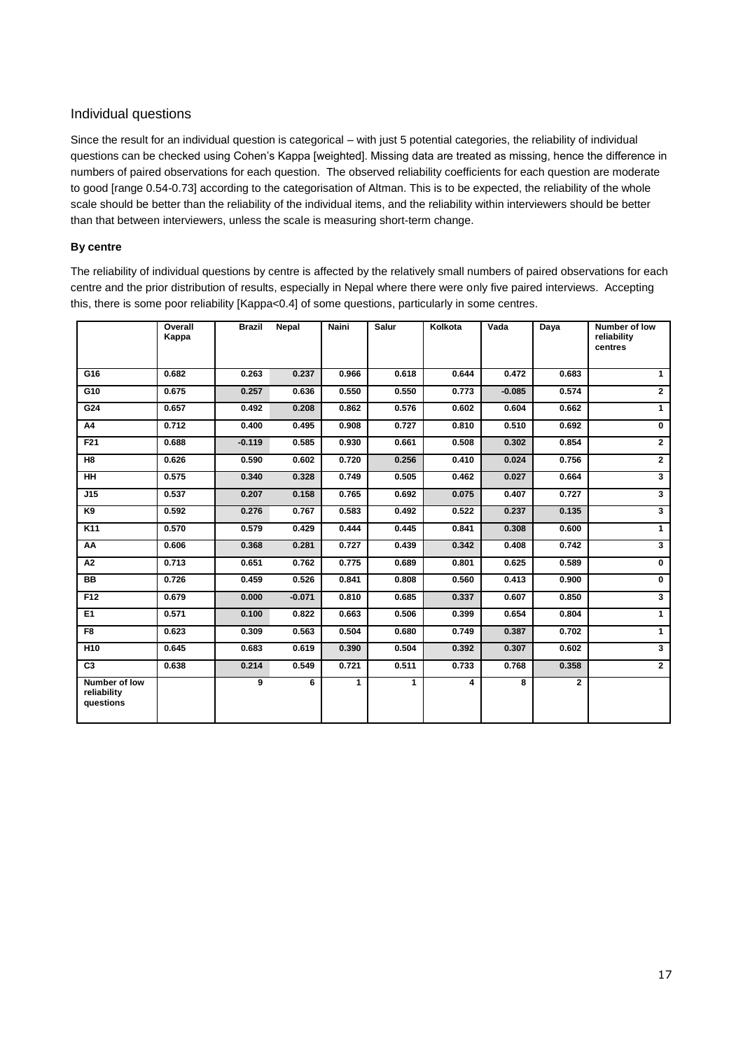## Individual questions

Since the result for an individual question is categorical – with just 5 potential categories, the reliability of individual questions can be checked using Cohen's Kappa [weighted]. Missing data are treated as missing, hence the difference in numbers of paired observations for each question. The observed reliability coefficients for each question are moderate to good [range 0.54-0.73] according to the categorisation of Altman. This is to be expected, the reliability of the whole scale should be better than the reliability of the individual items, and the reliability within interviewers should be better than that between interviewers, unless the scale is measuring short-term change.

### By centre

The reliability of individual questions by centre is affected by the relatively small numbers of paired observations for each centre and the prior distribution of results, especially in Nepal where there were only five paired interviews. Accepting this, there is some poor reliability [Kappa<0.4] of some questions, particularly in some centres.

| | Overall Kappa | Brazil | Nepal | Naini | Salur | Kolkota | Vada | Daya | Number of low reliability centres |
|---|---|---|---|---|---|---|---|---|---|
| G16 | 0.682 | 0.263 | 0.237 | 0.966 | 0.618 | 0.644 | 0.472 | 0.683 | 1 |
| G10 | 0.675 | 0.257 | 0.636 | 0.550 | 0.550 | 0.773 | -0.085 | 0.574 | 2 |
| G24 | 0.657 | 0.492 | 0.208 | 0.862 | 0.576 | 0.602 | 0.604 | 0.662 | 1 |
| A4 | 0.712 | 0.400 | 0.495 | 0.908 | 0.727 | 0.810 | 0.510 | 0.692 | 0 |
| F21 | 0.688 | -0.119 | 0.585 | 0.930 | 0.661 | 0.508 | 0.302 | 0.854 | 2 |
| H8 | 0.626 | 0.590 | 0.602 | 0.720 | 0.256 | 0.410 | 0.024 | 0.756 | 2 |
| HH | 0.575 | 0.340 | 0.328 | 0.749 | 0.505 | 0.462 | 0.027 | 0.664 | 3 |
| J15 | 0.537 | 0.207 | 0.158 | 0.765 | 0.692 | 0.075 | 0.407 | 0.727 | 3 |
| K9 | 0.592 | 0.276 | 0.767 | 0.583 | 0.492 | 0.522 | 0.237 | 0.135 | 3 |
| K11 | 0.570 | 0.579 | 0.429 | 0.444 | 0.445 | 0.841 | 0.308 | 0.600 | 1 |
| AA | 0.606 | 0.368 | 0.281 | 0.727 | 0.439 | 0.342 | 0.408 | 0.742 | 3 |
| A2 | 0.713 | 0.651 | 0.762 | 0.775 | 0.689 | 0.801 | 0.625 | 0.589 | 0 |
| BB | 0.726 | 0.459 | 0.526 | 0.841 | 0.808 | 0.560 | 0.413 | 0.900 | 0 |
| F12 | 0.679 | 0.000 | -0.071 | 0.810 | 0.685 | 0.337 | 0.607 | 0.850 | 3 |
| E1 | 0.571 | 0.100 | 0.822 | 0.663 | 0.506 | 0.399 | 0.654 | 0.804 | 1 |
| F8 | 0.623 | 0.309 | 0.563 | 0.504 | 0.680 | 0.749 | 0.387 | 0.702 | 1 |
| H10 | 0.645 | 0.683 | 0.619 | 0.390 | 0.504 | 0.392 | 0.307 | 0.602 | 3 |
| C3 | 0.638 | 0.214 | 0.549 | 0.721 | 0.511 | 0.733 | 0.768 | 0.358 | 2 |
| Number of low reliability questions | | 9 | 6 | 1 | 1 | 4 | 8 | 2 | |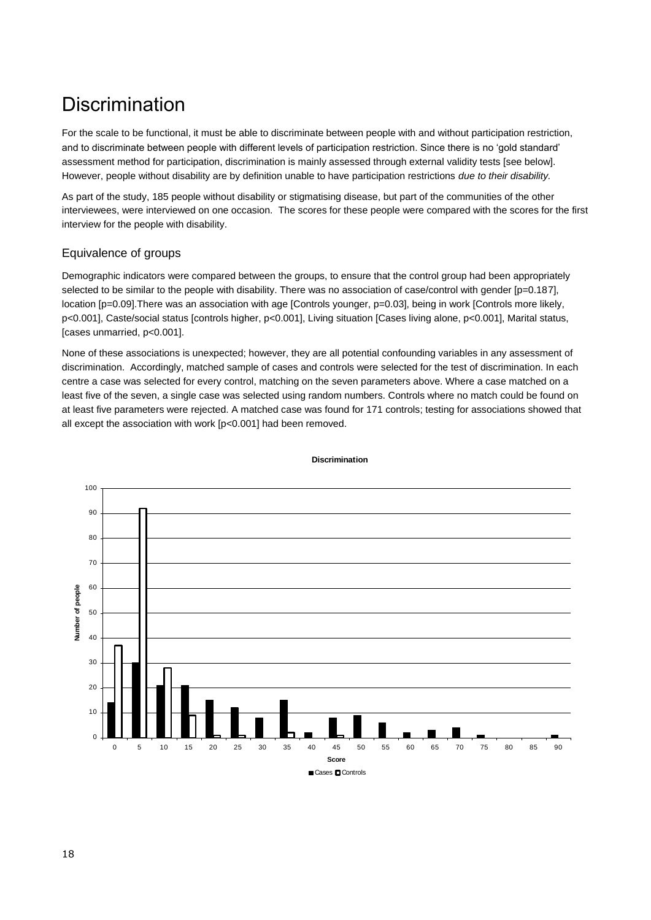# Discrimination

For the scale to be functional, it must be able to discriminate between people with and without participation restriction, and to discriminate between people with different levels of participation restriction. Since there is no 'gold standard' assessment method for participation, discrimination is mainly assessed through external validity tests [see below]. However, people without disability are by definition unable to have participation restrictions *due to their disability.*

As part of the study, 185 people without disability or stigmatising disease, but part of the communities of the other interviewees, were interviewed on one occasion. The scores for these people were compared with the scores for the first interview for the people with disability.

## Equivalence of groups

Demographic indicators were compared between the groups, to ensure that the control group had been appropriately selected to be similar to the people with disability. There was no association of case/control with gender [p=0.187], location [p=0.09].There was an association with age [Controls younger, p=0.03], being in work [Controls more likely, p<0.001], Caste/social status [controls higher, p<0.001], Living situation [Cases living alone, p<0.001], Marital status, [cases unmarried, p<0.001].

None of these associations is unexpected; however, they are all potential confounding variables in any assessment of discrimination. Accordingly, matched sample of cases and controls were selected for the test of discrimination. In each centre a case was selected for every control, matching on the seven parameters above. Where a case matched on a least five of the seven, a single case was selected using random numbers. Controls where no match could be found on at least five parameters were rejected. A matched case was found for 171 controls; testing for associations showed that all except the association with work [p<0.001] had been removed.

**Discrimination**

| Score | Cases | Controls |
|---|---|---|
| 0 | 14 | 37 |
| 5 | 30 | 92 |
| 10 | 21 | 28 |
| 15 | 21 | 9 |
| 20 | 15 | 1 |
| 25 | 12 | 1 |
| 30 | 8 | 0 |
| 35 | 15 | 2 |
| 40 | 2 | 0 |
| 45 | 8 | 1 |
| 50 | 9 | 0 |
| 55 | 6 | 0 |
| 60 | 2 | 0 |
| 65 | 3 | 0 |
| 70 | 4 | 0 |
| 75 | 1 | 0 |
| 80 | 0 | 0 |
| 85 | 0 | 0 |
| 90 | 1 | 0 |

Y-axis: Number of people; X-axis: Score. ■ Cases □ Controls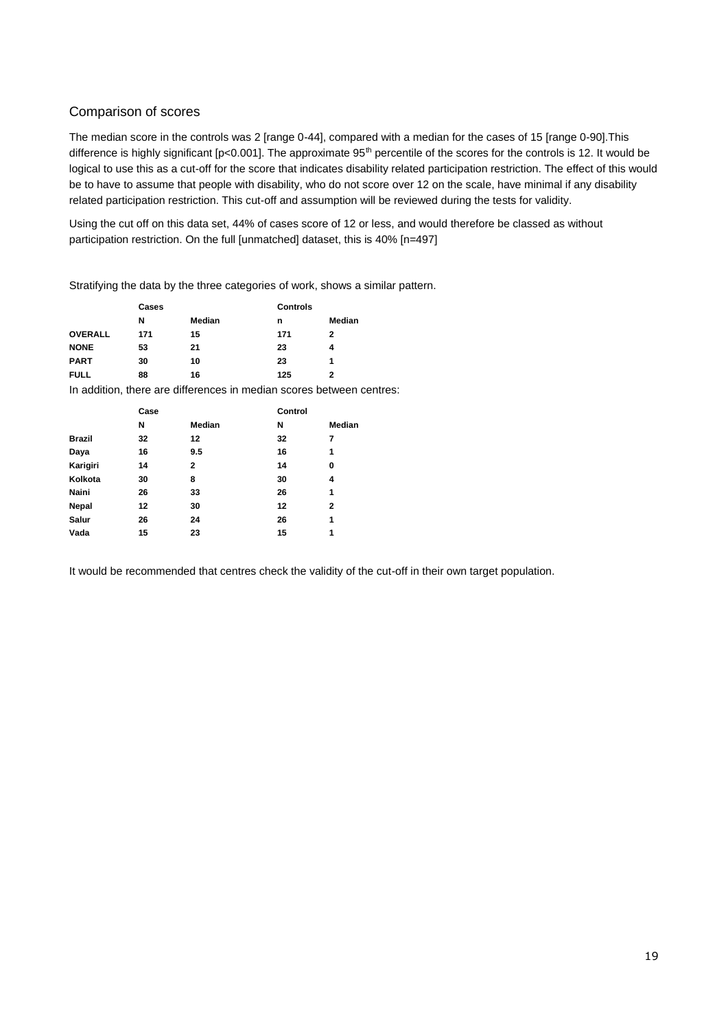## Comparison of scores

The median score in the controls was 2 [range 0-44], compared with a median for the cases of 15 [range 0-90].This difference is highly significant [$p<0.001$]. The approximate 95th percentile of the scores for the controls is 12. It would be logical to use this as a cut-off for the score that indicates disability related participation restriction. The effect of this would be to have to assume that people with disability, who do not score over 12 on the scale, have minimal if any disability related participation restriction. This cut-off and assumption will be reviewed during the tests for validity.

Using the cut off on this data set, 44% of cases score of 12 or less, and would therefore be classed as without participation restriction. On the full [unmatched] dataset, this is 40% [n=497]

Stratifying the data by the three categories of work, shows a similar pattern.

| | **Cases** | | **Controls** | |
|---|---|---|---|---|
| | **N** | **Median** | **n** | **Median** |
| **OVERALL** | **171** | **15** | **171** | **2** |
| **NONE** | **53** | **21** | **23** | **4** |
| **PART** | **30** | **10** | **23** | **1** |
| **FULL** | **88** | **16** | **125** | **2** |

In addition, there are differences in median scores between centres:

| | **Case** | | **Control** | |
|---|---|---|---|---|
| | **N** | **Median** | **N** | **Median** |
| **Brazil** | **32** | **12** | **32** | **7** |
| **Daya** | **16** | **9.5** | **16** | **1** |
| **Karigiri** | **14** | **2** | **14** | **0** |
| **Kolkota** | **30** | **8** | **30** | **4** |
| **Naini** | **26** | **33** | **26** | **1** |
| **Nepal** | **12** | **30** | **12** | **2** |
| **Salur** | **26** | **24** | **26** | **1** |
| **Vada** | **15** | **23** | **15** | **1** |

It would be recommended that centres check the validity of the cut-off in their own target population.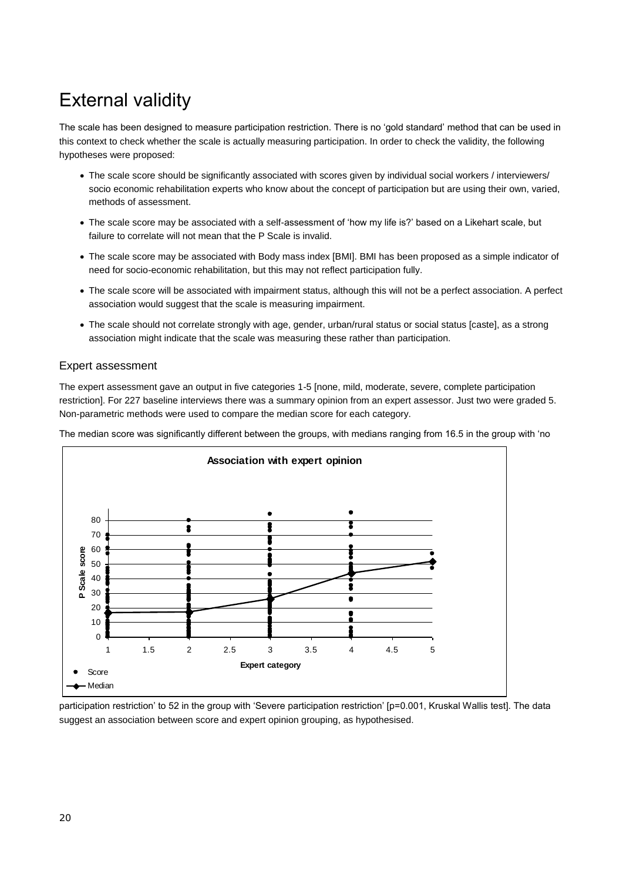# External validity

The scale has been designed to measure participation restriction. There is no 'gold standard' method that can be used in this context to check whether the scale is actually measuring participation. In order to check the validity, the following hypotheses were proposed:

- The scale score should be significantly associated with scores given by individual social workers / interviewers/ socio economic rehabilitation experts who know about the concept of participation but are using their own, varied, methods of assessment.
- The scale score may be associated with a self-assessment of 'how my life is?' based on a Likehart scale, but failure to correlate will not mean that the P Scale is invalid.
- The scale score may be associated with Body mass index [BMI]. BMI has been proposed as a simple indicator of need for socio-economic rehabilitation, but this may not reflect participation fully.
- The scale score will be associated with impairment status, although this will not be a perfect association. A perfect association would suggest that the scale is measuring impairment.
- The scale should not correlate strongly with age, gender, urban/rural status or social status [caste], as a strong association might indicate that the scale was measuring these rather than participation.

## Expert assessment

The expert assessment gave an output in five categories 1-5 [none, mild, moderate, severe, complete participation restriction]. For 227 baseline interviews there was a summary opinion from an expert assessor. Just two were graded 5. Non-parametric methods were used to compare the median score for each category.

The median score was significantly different between the groups, with medians ranging from 16.5 in the group with 'no participation restriction' to 52 in the group with 'Severe participation restriction' [p=0.001, Kruskal Wallis test]. The data suggest an association between score and expert opinion grouping, as hypothesised.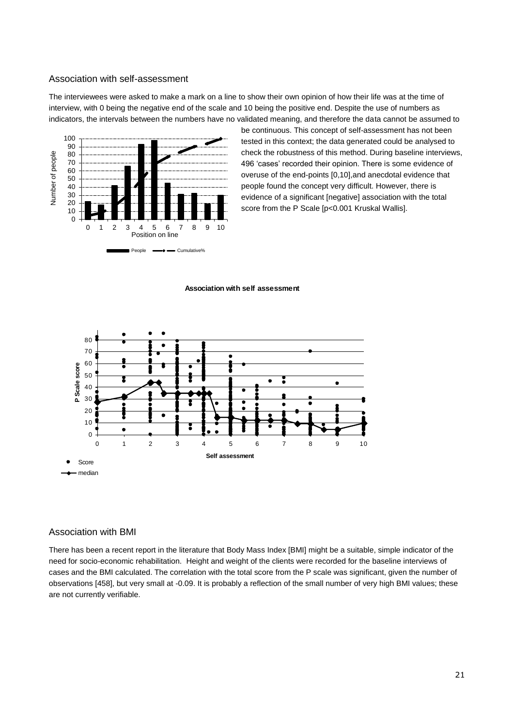## Association with self-assessment

The interviewees were asked to make a mark on a line to show their own opinion of how their life was at the time of interview, with 0 being the negative end of the scale and 10 being the positive end. Despite the use of numbers as indicators, the intervals between the numbers have no validated meaning, and therefore the data cannot be assumed to be continuous. This concept of self-assessment has not been tested in this context; the data generated could be analysed to check the robustness of this method. During baseline interviews, 496 'cases' recorded their opinion. There is some evidence of overuse of the end-points [0,10],and anecdotal evidence that people found the concept very difficult. However, there is evidence of a significant [negative] association with the total score from the P Scale [p<0.001 Kruskal Wallis].

**Association with self assessment**

## Association with BMI

There has been a recent report in the literature that Body Mass Index [BMI] might be a suitable, simple indicator of the need for socio-economic rehabilitation. Height and weight of the clients were recorded for the baseline interviews of cases and the BMI calculated. The correlation with the total score from the P scale was significant, given the number of observations [458], but very small at -0.09. It is probably a reflection of the small number of very high BMI values; these are not currently verifiable.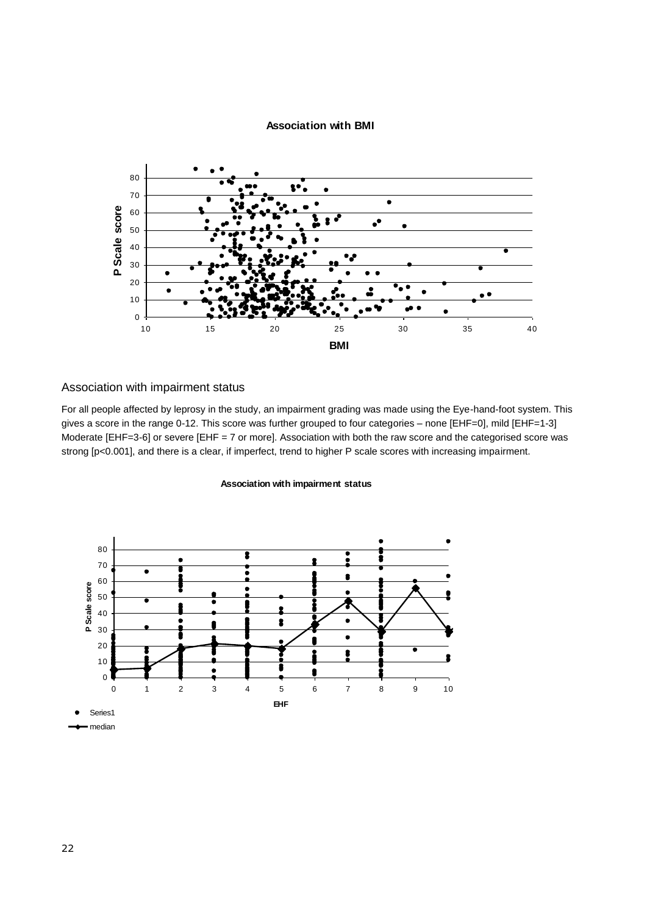**Association with BMI**

## Association with impairment status

For all people affected by leprosy in the study, an impairment grading was made using the Eye-hand-foot system. This gives a score in the range 0-12. This score was further grouped to four categories – none [EHF=0], mild [EHF=1-3] Moderate [EHF=3-6] or severe [EHF = 7 or more]. Association with both the raw score and the categorised score was strong [p<0.001], and there is a clear, if imperfect, trend to higher P scale scores with increasing impairment.

**Association with impairment status**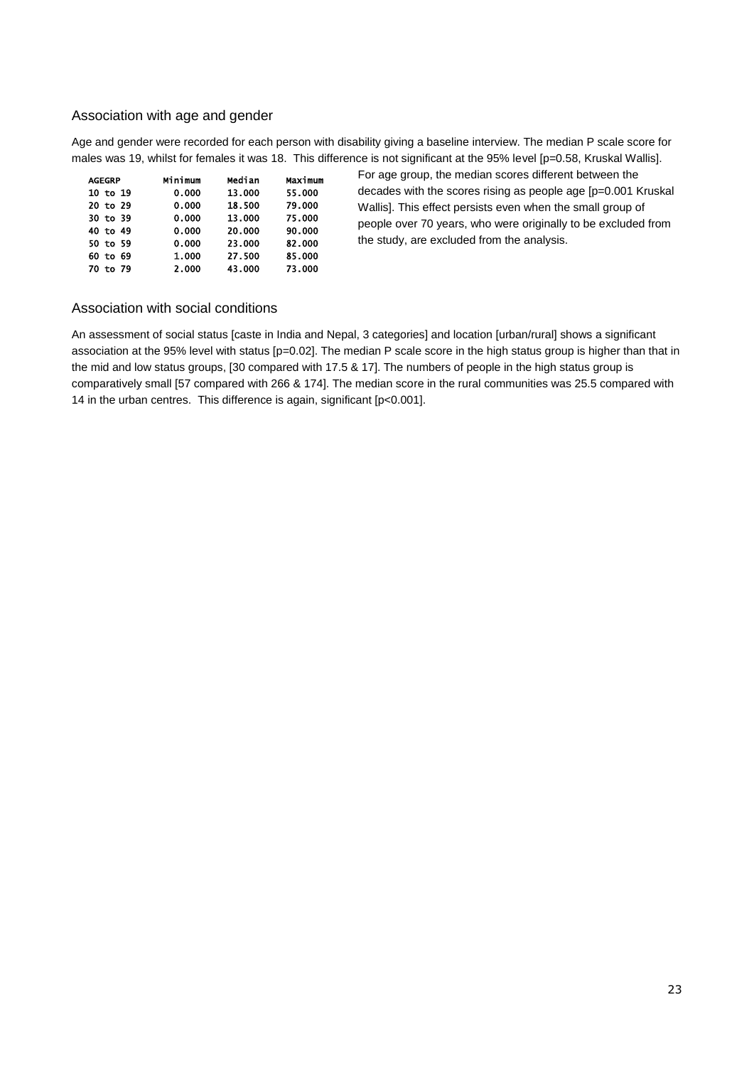## Association with age and gender

Age and gender were recorded for each person with disability giving a baseline interview. The median P scale score for males was 19, whilst for females it was 18. This difference is not significant at the 95% level [p=0.58, Kruskal Wallis].

| AGEGRP | Minimum | Median | Maximum |
|---|---|---|---|
| 10 to 19 | 0.000 | 13.000 | 55.000 |
| 20 to 29 | 0.000 | 18.500 | 79.000 |
| 30 to 39 | 0.000 | 13.000 | 75.000 |
| 40 to 49 | 0.000 | 20.000 | 90.000 |
| 50 to 59 | 0.000 | 23.000 | 82.000 |
| 60 to 69 | 1.000 | 27.500 | 85.000 |
| 70 to 79 | 2.000 | 43.000 | 73.000 |

For age group, the median scores different between the decades with the scores rising as people age [p=0.001 Kruskal Wallis]. This effect persists even when the small group of people over 70 years, who were originally to be excluded from the study, are excluded from the analysis.

## Association with social conditions

An assessment of social status [caste in India and Nepal, 3 categories] and location [urban/rural] shows a significant association at the 95% level with status [p=0.02]. The median P scale score in the high status group is higher than that in the mid and low status groups, [30 compared with 17.5 & 17]. The numbers of people in the high status group is comparatively small [57 compared with 266 & 174]. The median score in the rural communities was 25.5 compared with 14 in the urban centres. This difference is again, significant [p<0.001].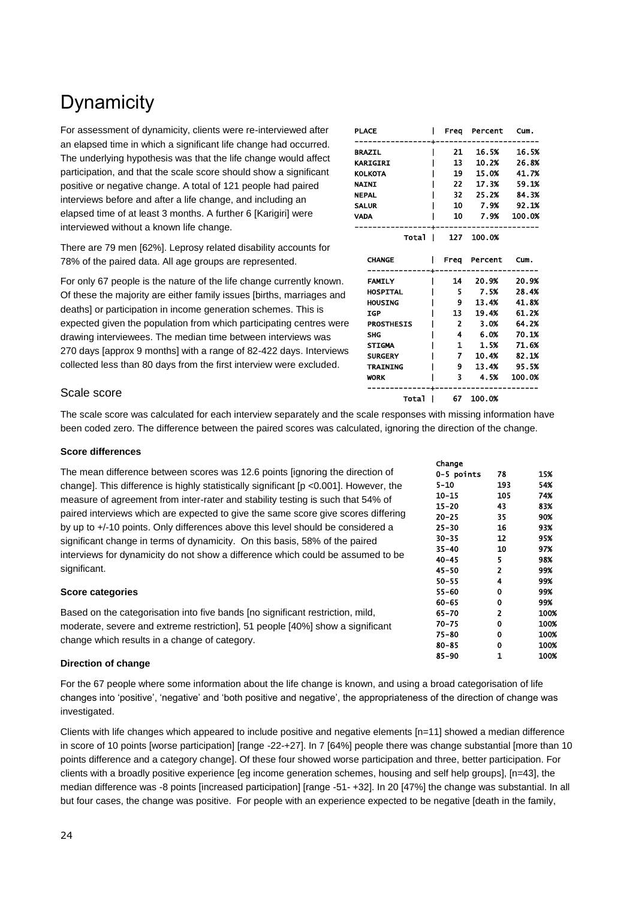# Dynamicity

For assessment of dynamicity, clients were re-interviewed after an elapsed time in which a significant life change had occurred. The underlying hypothesis was that the life change would affect participation, and that the scale score should show a significant positive or negative change. A total of 121 people had paired interviews before and after a life change, and including an elapsed time of at least 3 months. A further 6 [Karigiri] were interviewed without a known life change.

| PLACE | Freq | Percent | Cum. |
|---|---|---|---|
| BRAZIL | 21 | 16.5% | 16.5% |
| KARIGIRI | 13 | 10.2% | 26.8% |
| KOLKOTA | 19 | 15.0% | 41.7% |
| NAINI | 22 | 17.3% | 59.1% |
| NEPAL | 32 | 25.2% | 84.3% |
| SALUR | 10 | 7.9% | 92.1% |
| VADA | 10 | 7.9% | 100.0% |
| Total | 127 | 100.0% | |

There are 79 men [62%]. Leprosy related disability accounts for 78% of the paired data. All age groups are represented.

For only 67 people is the nature of the life change currently known. Of these the majority are either family issues [births, marriages and deaths] or participation in income generation schemes. This is expected given the population from which participating centres were drawing interviewees. The median time between interviews was 270 days [approx 9 months] with a range of 82-422 days. Interviews collected less than 80 days from the first interview were excluded.

| CHANGE | Freq | Percent | Cum. |
|---|---|---|---|
| FAMILY | 14 | 20.9% | 20.9% |
| HOSPITAL | 5 | 7.5% | 28.4% |
| HOUSING | 9 | 13.4% | 41.8% |
| IGP | 13 | 19.4% | 61.2% |
| PROSTHESIS | 2 | 3.0% | 64.2% |
| SHG | 4 | 6.0% | 70.1% |
| STIGMA | 1 | 1.5% | 71.6% |
| SURGERY | 7 | 10.4% | 82.1% |
| TRAINING | 9 | 13.4% | 95.5% |
| WORK | 3 | 4.5% | 100.0% |
| Total | 67 | 100.0% | |

## Scale score

The scale score was calculated for each interview separately and the scale responses with missing information have been coded zero. The difference between the paired scores was calculated, ignoring the direction of the change.

**Score differences**

The mean difference between scores was 12.6 points [ignoring the direction of change]. This difference is highly statistically significant [p <0.001]. However, the measure of agreement from inter-rater and stability testing is such that 54% of paired interviews which are expected to give the same score give scores differing by up to +/-10 points. Only differences above this level should be considered a significant change in terms of dynamicity. On this basis, 58% of the paired interviews for dynamicity do not show a difference which could be assumed to be significant.

| Change | | |
|---|---|---|
| 0-5 points | 78 | 15% |
| 5-10 | 193 | 54% |
| 10-15 | 105 | 74% |
| 15-20 | 43 | 83% |
| 20-25 | 35 | 90% |
| 25-30 | 16 | 93% |
| 30-35 | 12 | 95% |
| 35-40 | 10 | 97% |
| 40-45 | 5 | 98% |
| 45-50 | 2 | 99% |
| 50-55 | 4 | 99% |
| 55-60 | 0 | 99% |
| 60-65 | 0 | 99% |
| 65-70 | 2 | 100% |
| 70-75 | 0 | 100% |
| 75-80 | 0 | 100% |
| 80-85 | 0 | 100% |
| 85-90 | 1 | 100% |

**Score categories**

Based on the categorisation into five bands [no significant restriction, mild, moderate, severe and extreme restriction], 51 people [40%] show a significant change which results in a change of category.

**Direction of change**

For the 67 people where some information about the life change is known, and using a broad categorisation of life changes into 'positive', 'negative' and 'both positive and negative', the appropriateness of the direction of change was investigated.

Clients with life changes which appeared to include positive and negative elements [n=11] showed a median difference in score of 10 points [worse participation] [range -22-+27]. In 7 [64%] people there was change substantial [more than 10 points difference and a category change]. Of these four showed worse participation and three, better participation. For clients with a broadly positive experience [eg income generation schemes, housing and self help groups], [n=43], the median difference was -8 points [increased participation] [range -51- +32]. In 20 [47%] the change was substantial. In all but four cases, the change was positive. For people with an experience expected to be negative [death in the family,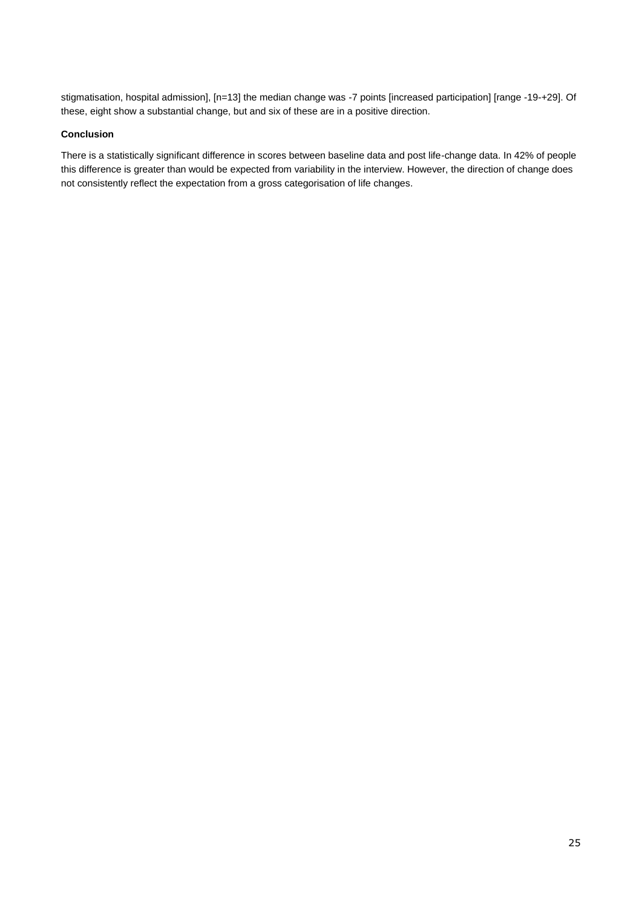stigmatisation, hospital admission], [n=13] the median change was -7 points [increased participation] [range -19-+29]. Of these, eight show a substantial change, but and six of these are in a positive direction.

**Conclusion**

There is a statistically significant difference in scores between baseline data and post life-change data. In 42% of people this difference is greater than would be expected from variability in the interview. However, the direction of change does not consistently reflect the expectation from a gross categorisation of life changes.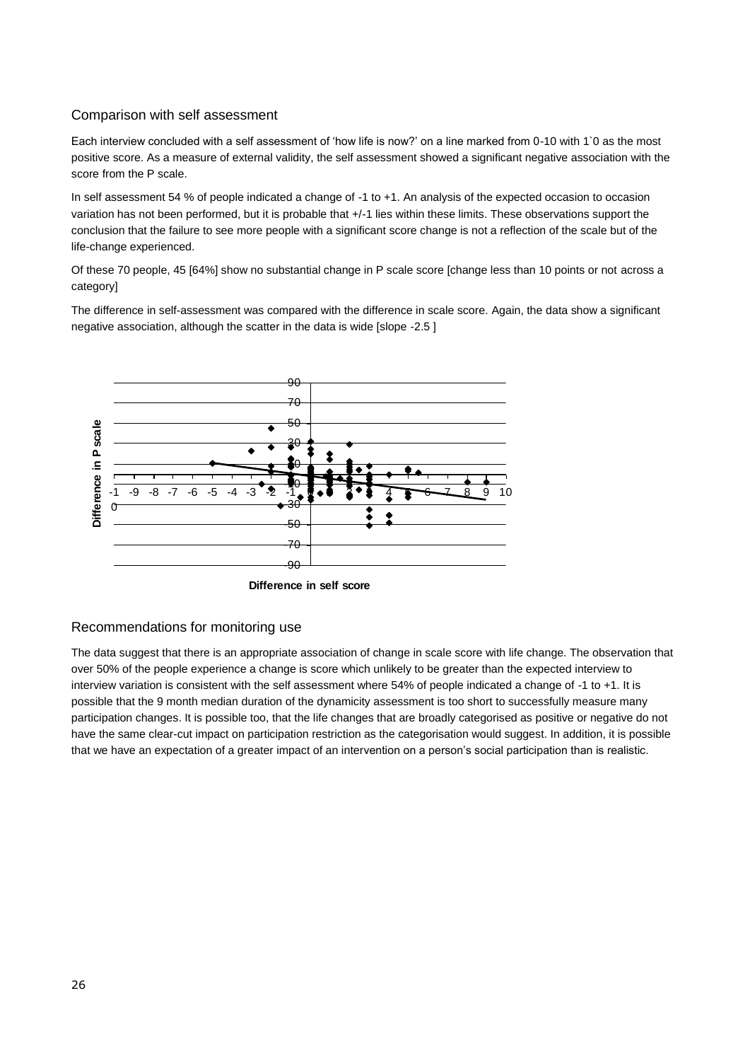## Comparison with self assessment

Each interview concluded with a self assessment of 'how life is now?' on a line marked from 0-10 with 1`0 as the most positive score. As a measure of external validity, the self assessment showed a significant negative association with the score from the P scale.

In self assessment 54 % of people indicated a change of -1 to +1. An analysis of the expected occasion to occasion variation has not been performed, but it is probable that +/-1 lies within these limits. These observations support the conclusion that the failure to see more people with a significant score change is not a reflection of the scale but of the life-change experienced.

Of these 70 people, 45 [64%] show no substantial change in P scale score [change less than 10 points or not across a category]

The difference in self-assessment was compared with the difference in scale score. Again, the data show a significant negative association, although the scatter in the data is wide [slope -2.5 ]

## Recommendations for monitoring use

The data suggest that there is an appropriate association of change in scale score with life change. The observation that over 50% of the people experience a change is score which unlikely to be greater than the expected interview to interview variation is consistent with the self assessment where 54% of people indicated a change of -1 to +1. It is possible that the 9 month median duration of the dynamicity assessment is too short to successfully measure many participation changes. It is possible too, that the life changes that are broadly categorised as positive or negative do not have the same clear-cut impact on participation restriction as the categorisation would suggest. In addition, it is possible that we have an expectation of a greater impact of an intervention on a person's social participation than is realistic.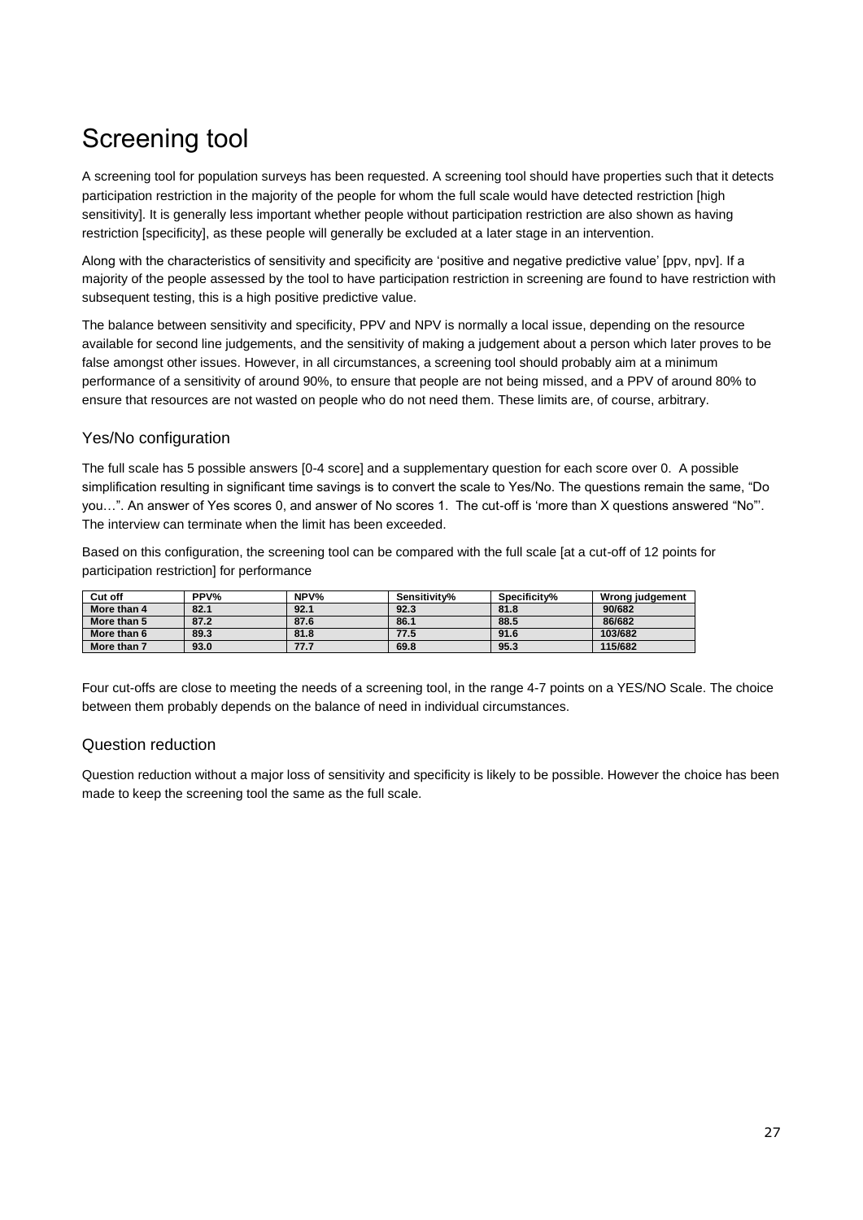# Screening tool

A screening tool for population surveys has been requested. A screening tool should have properties such that it detects participation restriction in the majority of the people for whom the full scale would have detected restriction [high sensitivity]. It is generally less important whether people without participation restriction are also shown as having restriction [specificity], as these people will generally be excluded at a later stage in an intervention.

Along with the characteristics of sensitivity and specificity are 'positive and negative predictive value' [ppv, npv]. If a majority of the people assessed by the tool to have participation restriction in screening are found to have restriction with subsequent testing, this is a high positive predictive value.

The balance between sensitivity and specificity, PPV and NPV is normally a local issue, depending on the resource available for second line judgements, and the sensitivity of making a judgement about a person which later proves to be false amongst other issues. However, in all circumstances, a screening tool should probably aim at a minimum performance of a sensitivity of around 90%, to ensure that people are not being missed, and a PPV of around 80% to ensure that resources are not wasted on people who do not need them. These limits are, of course, arbitrary.

## Yes/No configuration

The full scale has 5 possible answers [0-4 score] and a supplementary question for each score over 0. A possible simplification resulting in significant time savings is to convert the scale to Yes/No. The questions remain the same, "Do you…". An answer of Yes scores 0, and answer of No scores 1. The cut-off is 'more than X questions answered "No"'. The interview can terminate when the limit has been exceeded.

Based on this configuration, the screening tool can be compared with the full scale [at a cut-off of 12 points for participation restriction] for performance

| Cut off | PPV% | NPV% | Sensitivity% | Specificity% | Wrong judgement |
|---|---|---|---|---|---|
| More than 4 | 82.1 | 92.1 | 92.3 | 81.8 | 90/682 |
| More than 5 | 87.2 | 87.6 | 86.1 | 88.5 | 86/682 |
| More than 6 | 89.3 | 81.8 | 77.5 | 91.6 | 103/682 |
| More than 7 | 93.0 | 77.7 | 69.8 | 95.3 | 115/682 |

Four cut-offs are close to meeting the needs of a screening tool, in the range 4-7 points on a YES/NO Scale. The choice between them probably depends on the balance of need in individual circumstances.

## Question reduction

Question reduction without a major loss of sensitivity and specificity is likely to be possible. However the choice has been made to keep the screening tool the same as the full scale.